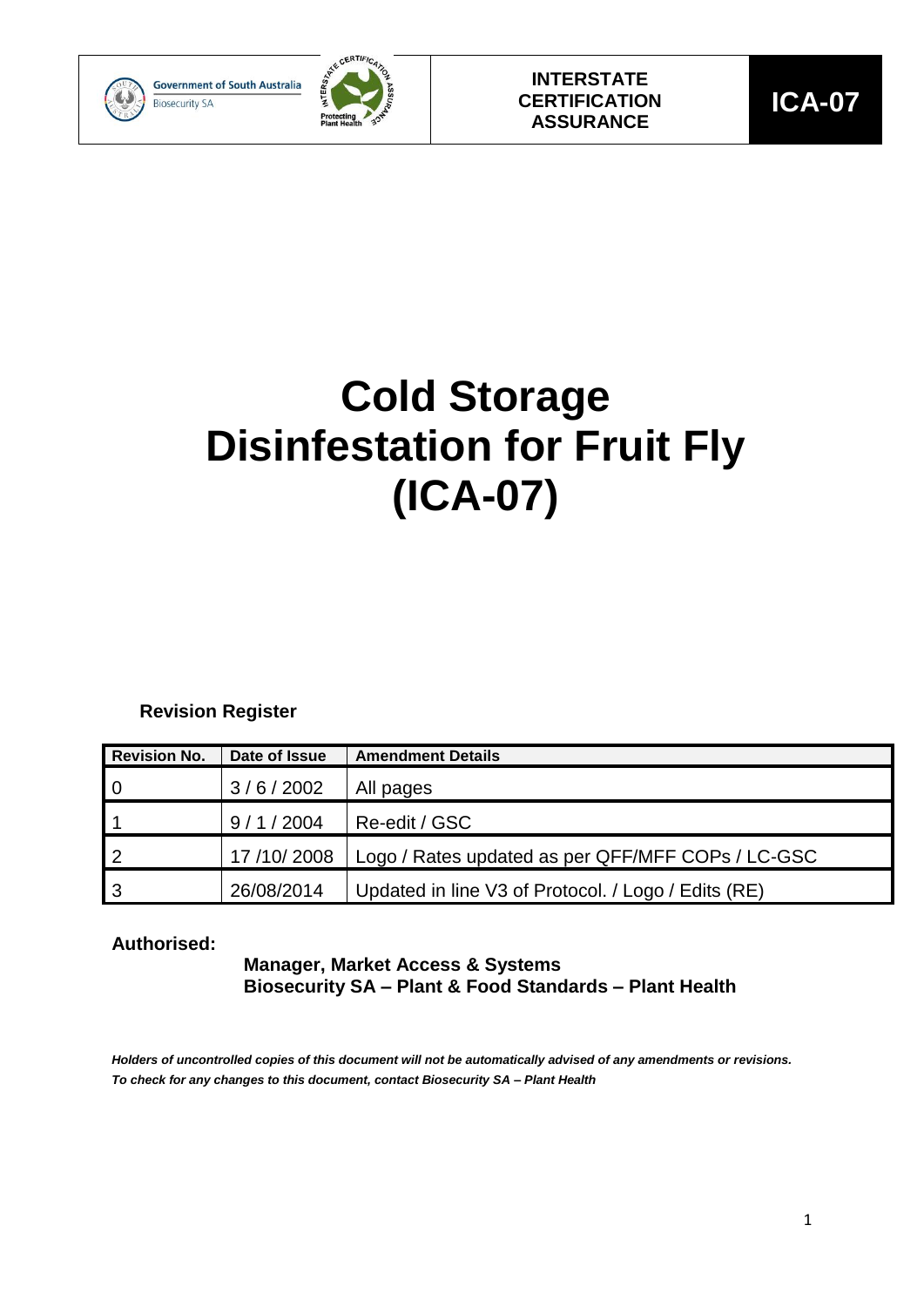Government of South Australia
Biosecurity SA

**INTERSTATE CERTIFICATION ASSURANCE**

**ICA-07**

# Cold Storage Disinfestation for Fruit Fly (ICA-07)

**Revision Register**

| Revision No. | Date of Issue | Amendment Details |
|---|---|---|
| 0 | 3 / 6 / 2002 | All pages |
| 1 | 9 / 1 / 2004 | Re-edit / GSC |
| 2 | 17 /10/ 2008 | Logo / Rates updated as per QFF/MFF COPs / LC-GSC |
| 3 | 26/08/2014 | Updated in line V3 of Protocol. / Logo / Edits (RE) |

**Authorised:**

**Manager, Market Access & Systems**
**Biosecurity SA – Plant & Food Standards – Plant Health**

***Holders of uncontrolled copies of this document will not be automatically advised of any amendments or revisions. To check for any changes to this document, contact Biosecurity SA – Plant Health***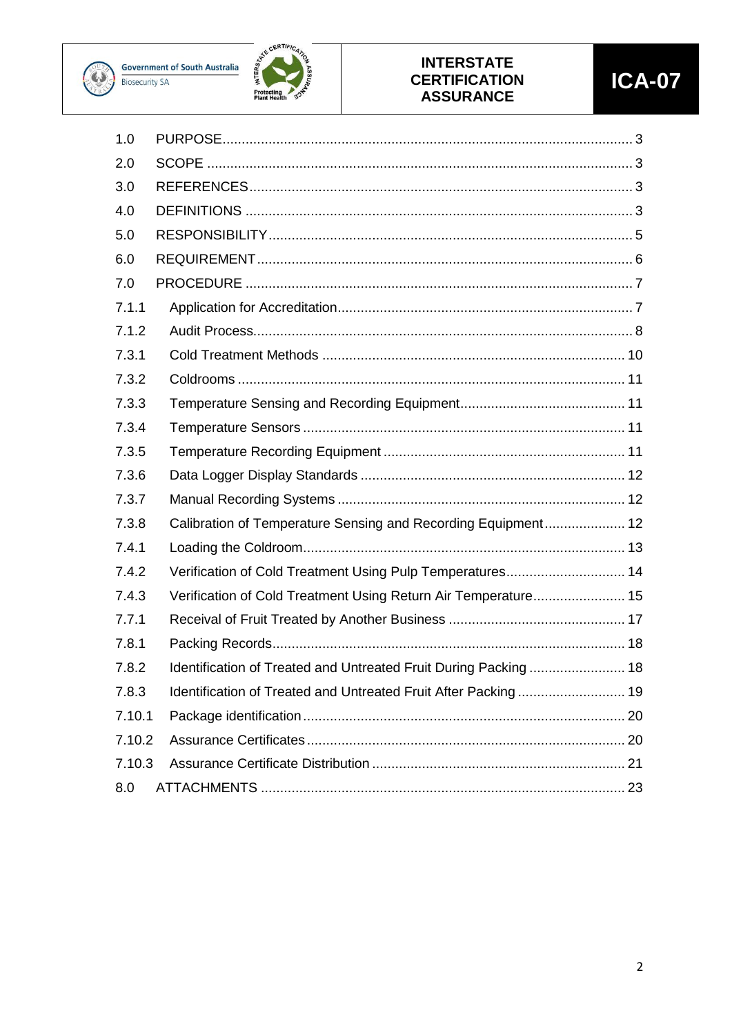| | | |
|---|---|---|
| 1.0 | PURPOSE | 3 |
| 2.0 | SCOPE | 3 |
| 3.0 | REFERENCES | 3 |
| 4.0 | DEFINITIONS | 3 |
| 5.0 | RESPONSIBILITY | 5 |
| 6.0 | REQUIREMENT | 6 |
| 7.0 | PROCEDURE | 7 |
| 7.1.1 | Application for Accreditation | 7 |
| 7.1.2 | Audit Process | 8 |
| 7.3.1 | Cold Treatment Methods | 10 |
| 7.3.2 | Coldrooms | 11 |
| 7.3.3 | Temperature Sensing and Recording Equipment | 11 |
| 7.3.4 | Temperature Sensors | 11 |
| 7.3.5 | Temperature Recording Equipment | 11 |
| 7.3.6 | Data Logger Display Standards | 12 |
| 7.3.7 | Manual Recording Systems | 12 |
| 7.3.8 | Calibration of Temperature Sensing and Recording Equipment | 12 |
| 7.4.1 | Loading the Coldroom | 13 |
| 7.4.2 | Verification of Cold Treatment Using Pulp Temperatures | 14 |
| 7.4.3 | Verification of Cold Treatment Using Return Air Temperature | 15 |
| 7.7.1 | Receival of Fruit Treated by Another Business | 17 |
| 7.8.1 | Packing Records | 18 |
| 7.8.2 | Identification of Treated and Untreated Fruit During Packing | 18 |
| 7.8.3 | Identification of Treated and Untreated Fruit After Packing | 19 |
| 7.10.1 | Package identification | 20 |
| 7.10.2 | Assurance Certificates | 20 |
| 7.10.3 | Assurance Certificate Distribution | 21 |
| 8.0 | ATTACHMENTS | 23 |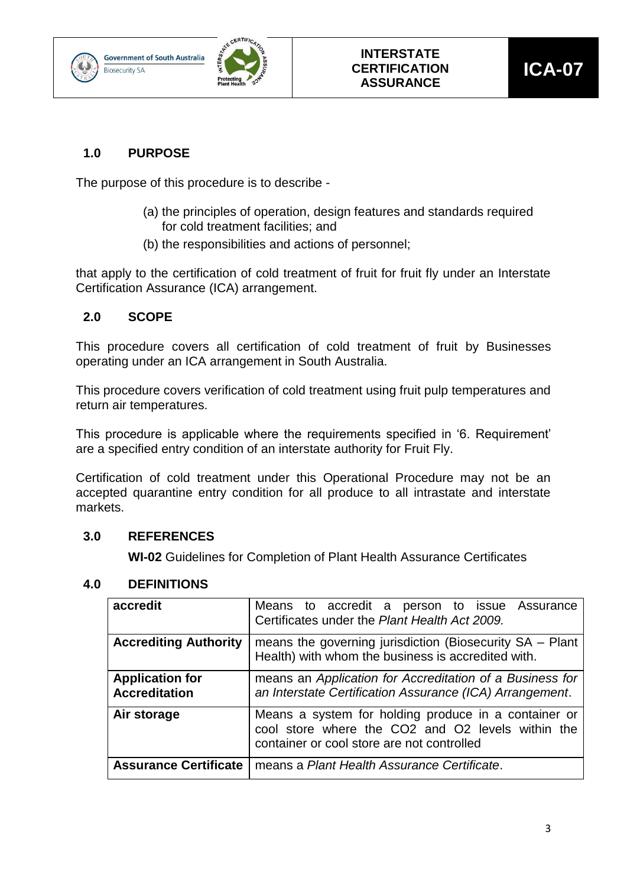## 1.0 PURPOSE

The purpose of this procedure is to describe -

(a) the principles of operation, design features and standards required for cold treatment facilities; and

(b) the responsibilities and actions of personnel;

that apply to the certification of cold treatment of fruit for fruit fly under an Interstate Certification Assurance (ICA) arrangement.

## 2.0 SCOPE

This procedure covers all certification of cold treatment of fruit by Businesses operating under an ICA arrangement in South Australia.

This procedure covers verification of cold treatment using fruit pulp temperatures and return air temperatures.

This procedure is applicable where the requirements specified in '6. Requirement' are a specified entry condition of an interstate authority for Fruit Fly.

Certification of cold treatment under this Operational Procedure may not be an accepted quarantine entry condition for all produce to all intrastate and interstate markets.

## 3.0 REFERENCES

**WI-02** Guidelines for Completion of Plant Health Assurance Certificates

## 4.0 DEFINITIONS

| | |
|---|---|
| **accredit** | Means to accredit a person to issue Assurance Certificates under the *Plant Health Act 2009.* |
| **Accrediting Authority** | means the governing jurisdiction (Biosecurity SA – Plant Health) with whom the business is accredited with. |
| **Application for Accreditation** | means an *Application for Accreditation of a Business for an Interstate Certification Assurance (ICA) Arrangement*. |
| **Air storage** | Means a system for holding produce in a container or cool store where the $CO_2$ and $O_2$ levels within the container or cool store are not controlled |
| **Assurance Certificate** | means a *Plant Health Assurance Certificate*. |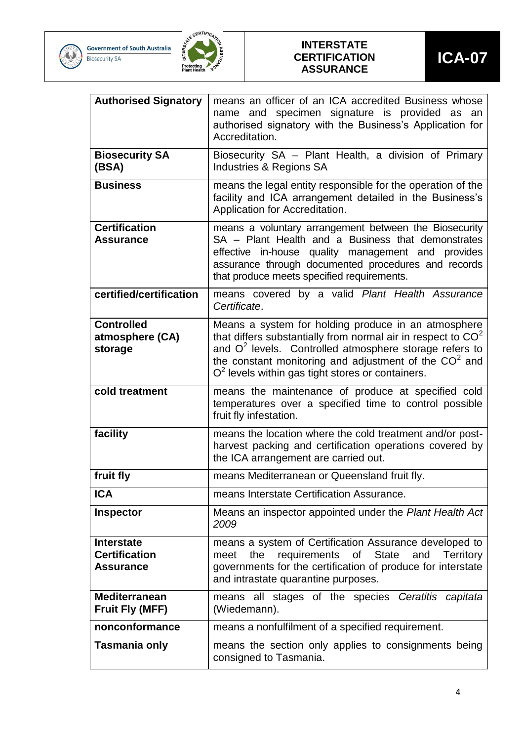| | |
|---|---|
| **Authorised Signatory** | means an officer of an ICA accredited Business whose name and specimen signature is provided as an authorised signatory with the Business's Application for Accreditation. |
| **Biosecurity SA (BSA)** | Biosecurity SA – Plant Health, a division of Primary Industries & Regions SA |
| **Business** | means the legal entity responsible for the operation of the facility and ICA arrangement detailed in the Business's Application for Accreditation. |
| **Certification Assurance** | means a voluntary arrangement between the Biosecurity SA – Plant Health and a Business that demonstrates effective in-house quality management and provides assurance through documented procedures and records that produce meets specified requirements. |
| **certified/certification** | means covered by a valid *Plant Health Assurance Certificate*. |
| **Controlled atmosphere (CA) storage** | Means a system for holding produce in an atmosphere that differs substantially from normal air in respect to $CO^2$ and $O^2$ levels. Controlled atmosphere storage refers to the constant monitoring and adjustment of the $CO^2$ and $O^2$ levels within gas tight stores or containers. |
| **cold treatment** | means the maintenance of produce at specified cold temperatures over a specified time to control possible fruit fly infestation. |
| **facility** | means the location where the cold treatment and/or post-harvest packing and certification operations covered by the ICA arrangement are carried out. |
| **fruit fly** | means Mediterranean or Queensland fruit fly. |
| **ICA** | means Interstate Certification Assurance. |
| **Inspector** | Means an inspector appointed under the *Plant Health Act 2009* |
| **Interstate Certification Assurance** | means a system of Certification Assurance developed to meet the requirements of State and Territory governments for the certification of produce for interstate and intrastate quarantine purposes. |
| **Mediterranean Fruit Fly (MFF)** | means all stages of the species *Ceratitis capitata* (Wiedemann). |
| **nonconformance** | means a nonfulfilment of a specified requirement. |
| **Tasmania only** | means the section only applies to consignments being consigned to Tasmania. |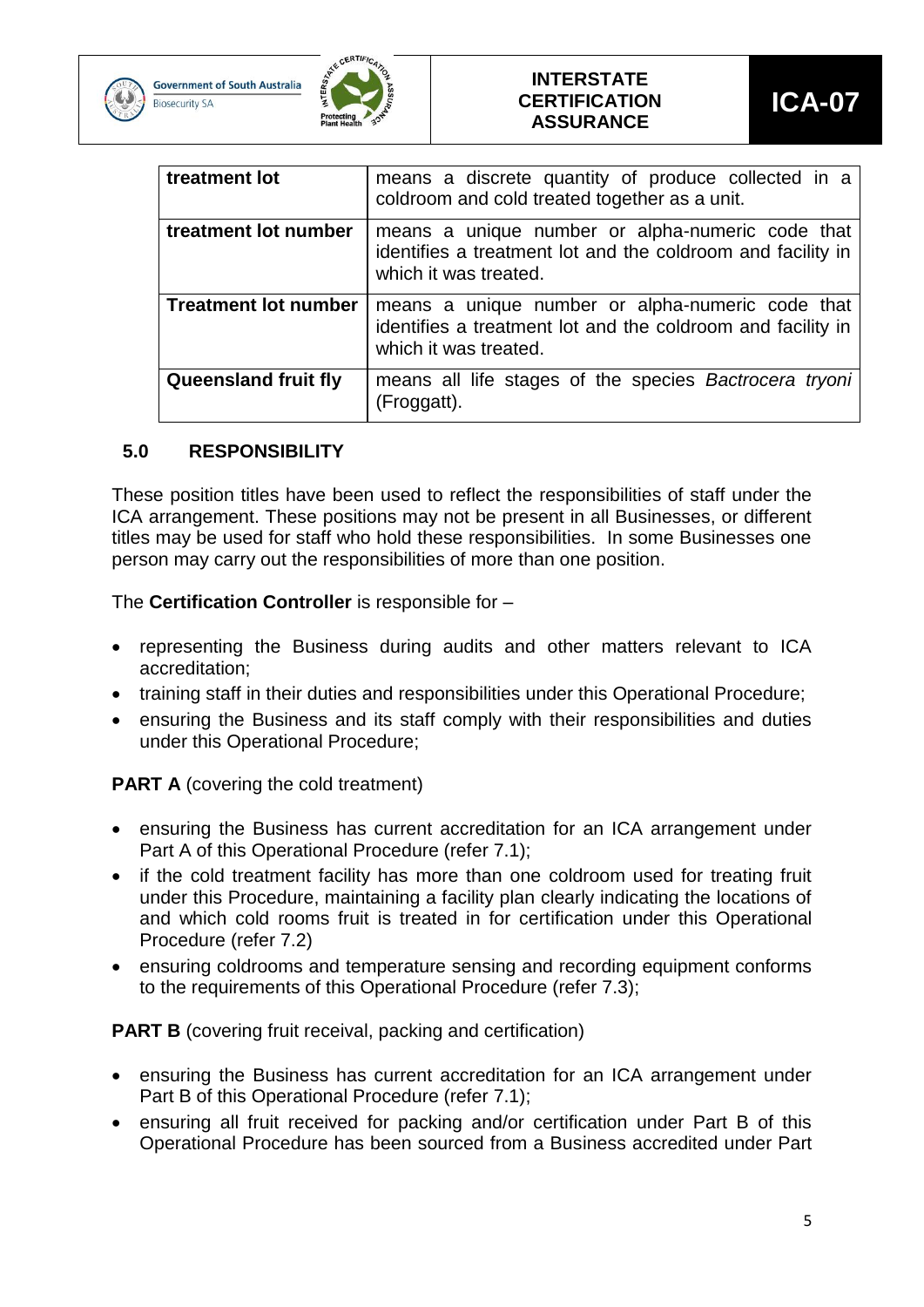| treatment lot | means a discrete quantity of produce collected in a coldroom and cold treated together as a unit. |
|---|---|
| treatment lot number | means a unique number or alpha-numeric code that identifies a treatment lot and the coldroom and facility in which it was treated. |
| Treatment lot number | means a unique number or alpha-numeric code that identifies a treatment lot and the coldroom and facility in which it was treated. |
| Queensland fruit fly | means all life stages of the species *Bactrocera tryoni* (Froggatt). |

## 5.0 RESPONSIBILITY

These position titles have been used to reflect the responsibilities of staff under the ICA arrangement. These positions may not be present in all Businesses, or different titles may be used for staff who hold these responsibilities. In some Businesses one person may carry out the responsibilities of more than one position.

The **Certification Controller** is responsible for –

- representing the Business during audits and other matters relevant to ICA accreditation;
- training staff in their duties and responsibilities under this Operational Procedure;
- ensuring the Business and its staff comply with their responsibilities and duties under this Operational Procedure;

**PART A** (covering the cold treatment)

- ensuring the Business has current accreditation for an ICA arrangement under Part A of this Operational Procedure (refer 7.1);
- if the cold treatment facility has more than one coldroom used for treating fruit under this Procedure, maintaining a facility plan clearly indicating the locations of and which cold rooms fruit is treated in for certification under this Operational Procedure (refer 7.2)
- ensuring coldrooms and temperature sensing and recording equipment conforms to the requirements of this Operational Procedure (refer 7.3);

**PART B** (covering fruit receival, packing and certification)

- ensuring the Business has current accreditation for an ICA arrangement under Part B of this Operational Procedure (refer 7.1);
- ensuring all fruit received for packing and/or certification under Part B of this Operational Procedure has been sourced from a Business accredited under Part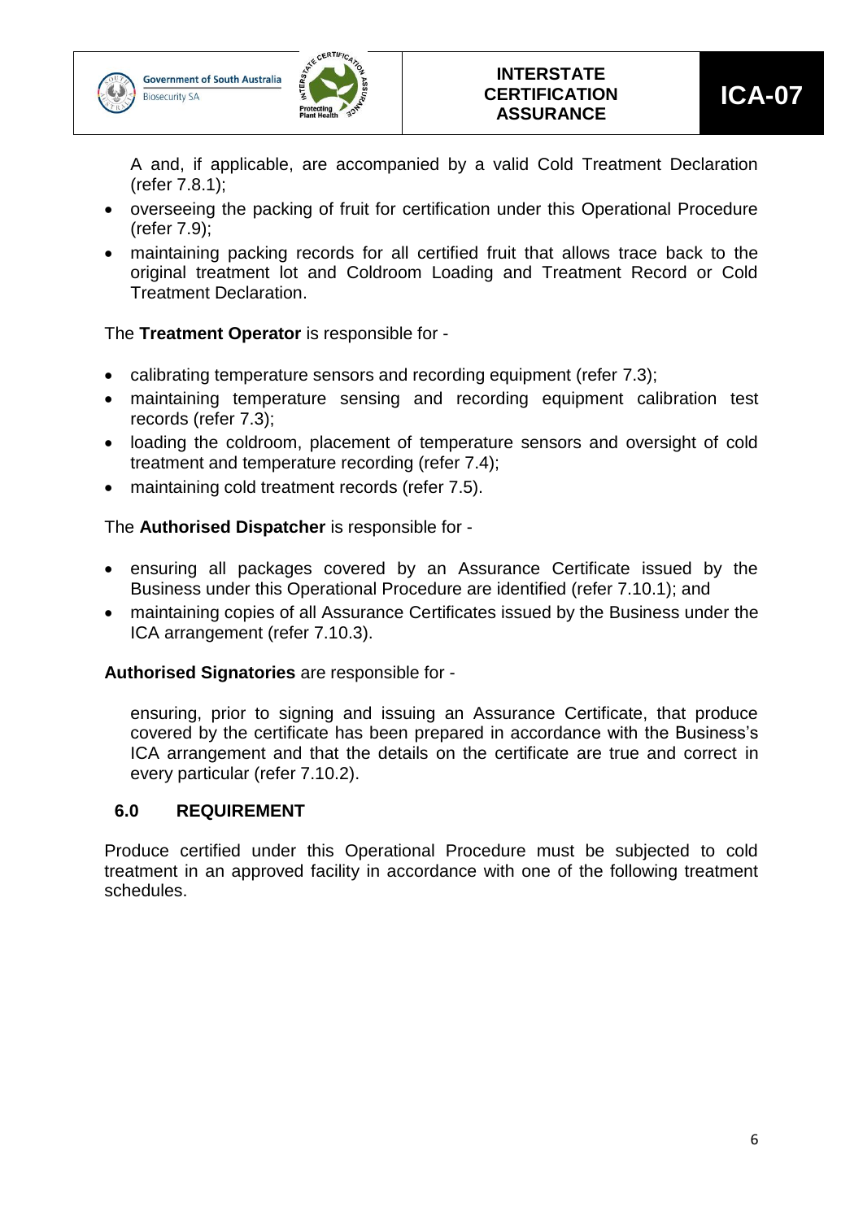A and, if applicable, are accompanied by a valid Cold Treatment Declaration (refer 7.8.1);

- overseeing the packing of fruit for certification under this Operational Procedure (refer 7.9);
- maintaining packing records for all certified fruit that allows trace back to the original treatment lot and Coldroom Loading and Treatment Record or Cold Treatment Declaration.

The **Treatment Operator** is responsible for -

- calibrating temperature sensors and recording equipment (refer 7.3);
- maintaining temperature sensing and recording equipment calibration test records (refer 7.3);
- loading the coldroom, placement of temperature sensors and oversight of cold treatment and temperature recording (refer 7.4);
- maintaining cold treatment records (refer 7.5).

The **Authorised Dispatcher** is responsible for -

- ensuring all packages covered by an Assurance Certificate issued by the Business under this Operational Procedure are identified (refer 7.10.1); and
- maintaining copies of all Assurance Certificates issued by the Business under the ICA arrangement (refer 7.10.3).

**Authorised Signatories** are responsible for -

ensuring, prior to signing and issuing an Assurance Certificate, that produce covered by the certificate has been prepared in accordance with the Business's ICA arrangement and that the details on the certificate are true and correct in every particular (refer 7.10.2).

## 6.0 REQUIREMENT

Produce certified under this Operational Procedure must be subjected to cold treatment in an approved facility in accordance with one of the following treatment schedules.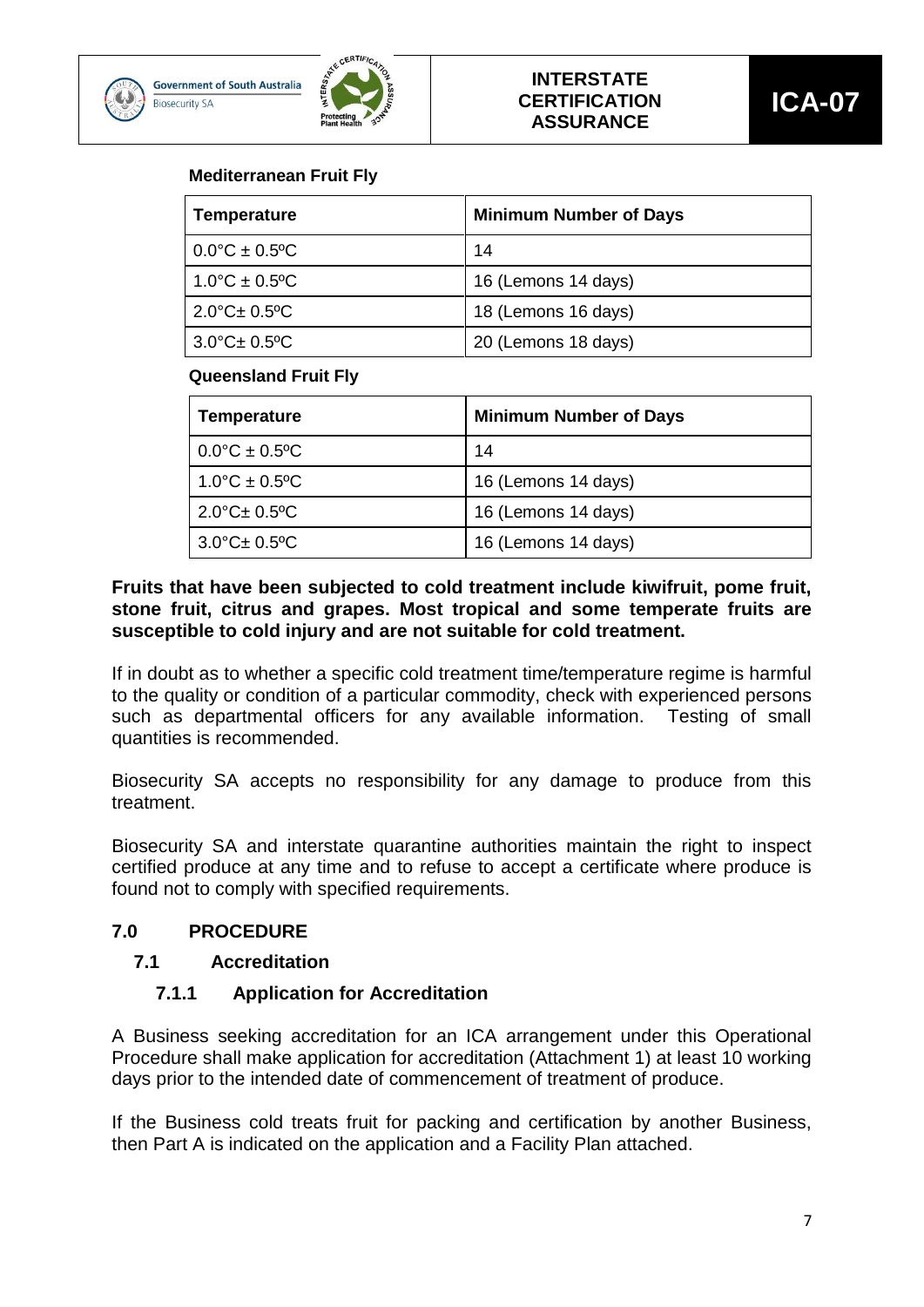**Mediterranean Fruit Fly**

| Temperature | Minimum Number of Days |
|---|---|
| 0.0°C ± 0.5ºC | 14 |
| 1.0°C ± 0.5ºC | 16 (Lemons 14 days) |
| 2.0°C± 0.5ºC | 18 (Lemons 16 days) |
| 3.0°C± 0.5ºC | 20 (Lemons 18 days) |

**Queensland Fruit Fly**

| Temperature | Minimum Number of Days |
|---|---|
| 0.0°C ± 0.5ºC | 14 |
| 1.0°C ± 0.5ºC | 16 (Lemons 14 days) |
| 2.0°C± 0.5ºC | 16 (Lemons 14 days) |
| 3.0°C± 0.5ºC | 16 (Lemons 14 days) |

**Fruits that have been subjected to cold treatment include kiwifruit, pome fruit, stone fruit, citrus and grapes. Most tropical and some temperate fruits are susceptible to cold injury and are not suitable for cold treatment.**

If in doubt as to whether a specific cold treatment time/temperature regime is harmful to the quality or condition of a particular commodity, check with experienced persons such as departmental officers for any available information. Testing of small quantities is recommended.

Biosecurity SA accepts no responsibility for any damage to produce from this treatment.

Biosecurity SA and interstate quarantine authorities maintain the right to inspect certified produce at any time and to refuse to accept a certificate where produce is found not to comply with specified requirements.

## 7.0 PROCEDURE

### 7.1 Accreditation

#### 7.1.1 Application for Accreditation

A Business seeking accreditation for an ICA arrangement under this Operational Procedure shall make application for accreditation (Attachment 1) at least 10 working days prior to the intended date of commencement of treatment of produce.

If the Business cold treats fruit for packing and certification by another Business, then Part A is indicated on the application and a Facility Plan attached.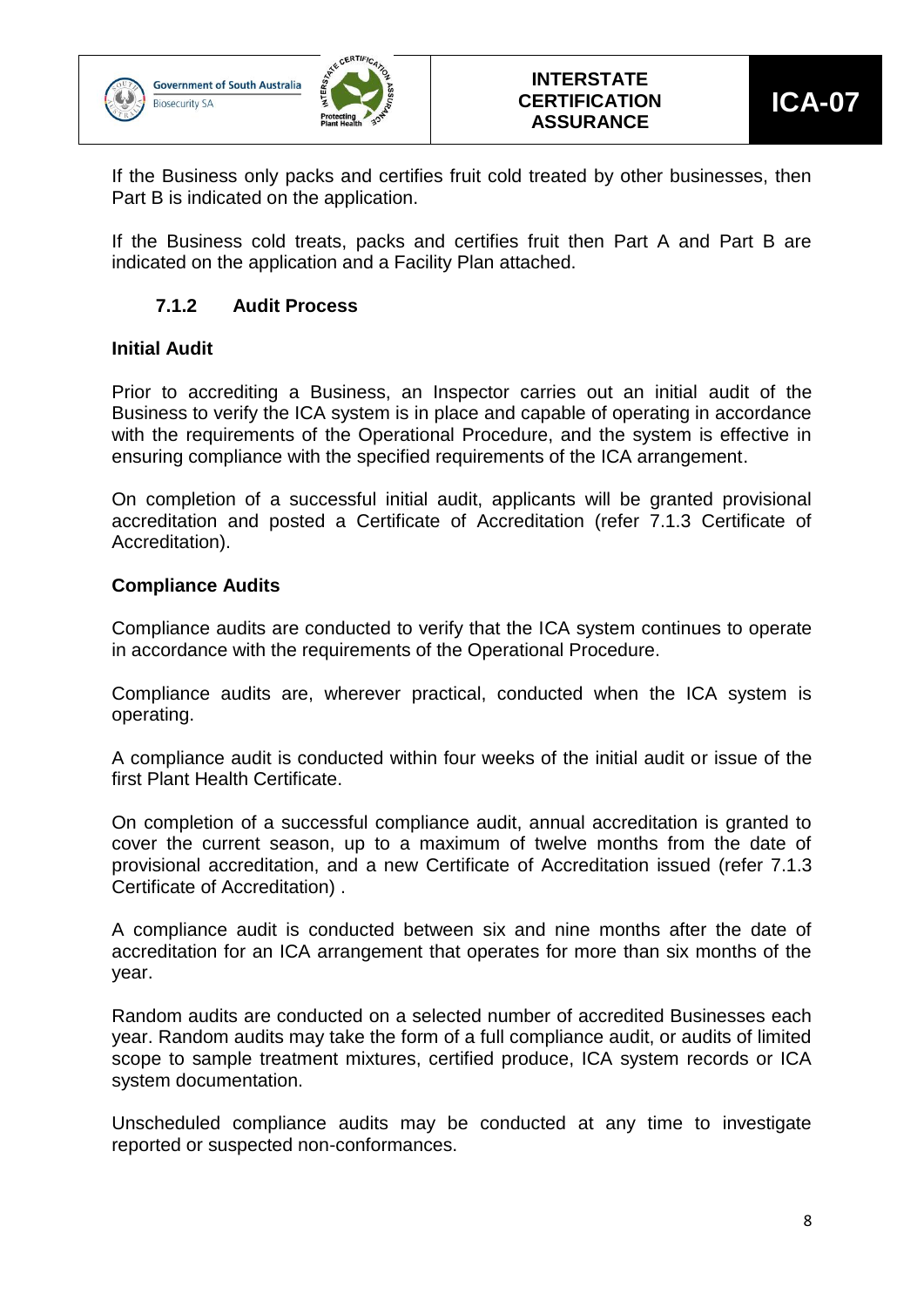If the Business only packs and certifies fruit cold treated by other businesses, then Part B is indicated on the application.

If the Business cold treats, packs and certifies fruit then Part A and Part B are indicated on the application and a Facility Plan attached.

### 7.1.2 Audit Process

**Initial Audit**

Prior to accrediting a Business, an Inspector carries out an initial audit of the Business to verify the ICA system is in place and capable of operating in accordance with the requirements of the Operational Procedure, and the system is effective in ensuring compliance with the specified requirements of the ICA arrangement.

On completion of a successful initial audit, applicants will be granted provisional accreditation and posted a Certificate of Accreditation (refer 7.1.3 Certificate of Accreditation).

**Compliance Audits**

Compliance audits are conducted to verify that the ICA system continues to operate in accordance with the requirements of the Operational Procedure.

Compliance audits are, wherever practical, conducted when the ICA system is operating.

A compliance audit is conducted within four weeks of the initial audit or issue of the first Plant Health Certificate.

On completion of a successful compliance audit, annual accreditation is granted to cover the current season, up to a maximum of twelve months from the date of provisional accreditation, and a new Certificate of Accreditation issued (refer 7.1.3 Certificate of Accreditation) .

A compliance audit is conducted between six and nine months after the date of accreditation for an ICA arrangement that operates for more than six months of the year.

Random audits are conducted on a selected number of accredited Businesses each year. Random audits may take the form of a full compliance audit, or audits of limited scope to sample treatment mixtures, certified produce, ICA system records or ICA system documentation.

Unscheduled compliance audits may be conducted at any time to investigate reported or suspected non-conformances.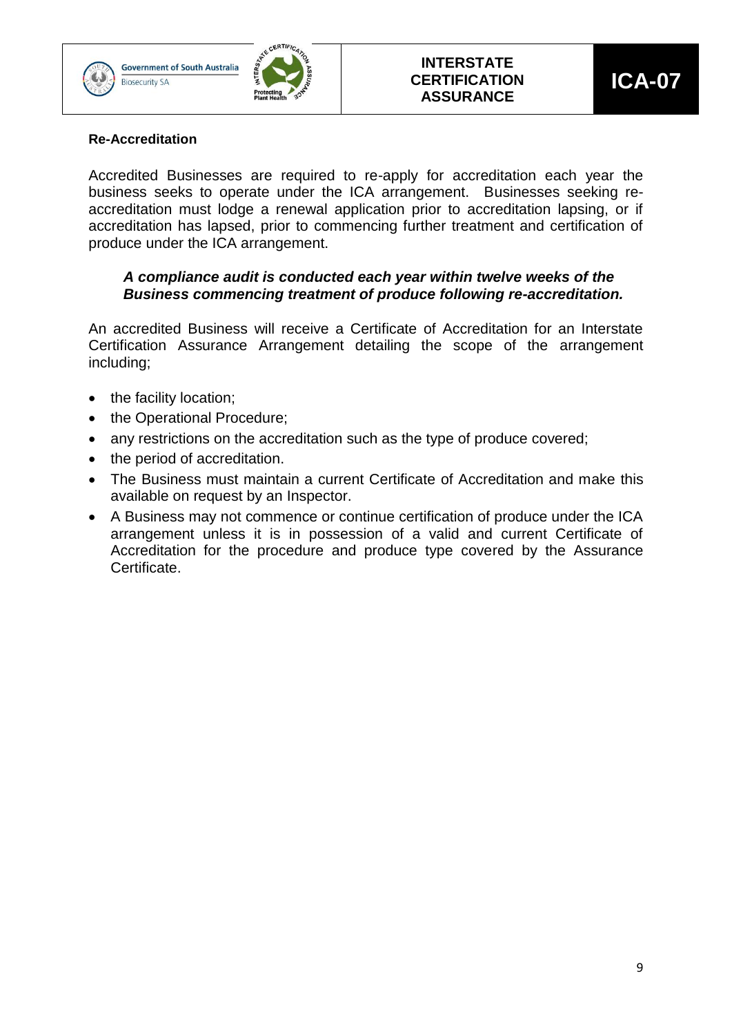**Re-Accreditation**

Accredited Businesses are required to re-apply for accreditation each year the business seeks to operate under the ICA arrangement. Businesses seeking re-accreditation must lodge a renewal application prior to accreditation lapsing, or if accreditation has lapsed, prior to commencing further treatment and certification of produce under the ICA arrangement.

> ***A compliance audit is conducted each year within twelve weeks of the Business commencing treatment of produce following re-accreditation.***

An accredited Business will receive a Certificate of Accreditation for an Interstate Certification Assurance Arrangement detailing the scope of the arrangement including;

- the facility location;
- the Operational Procedure;
- any restrictions on the accreditation such as the type of produce covered;
- the period of accreditation.
- The Business must maintain a current Certificate of Accreditation and make this available on request by an Inspector.
- A Business may not commence or continue certification of produce under the ICA arrangement unless it is in possession of a valid and current Certificate of Accreditation for the procedure and produce type covered by the Assurance Certificate.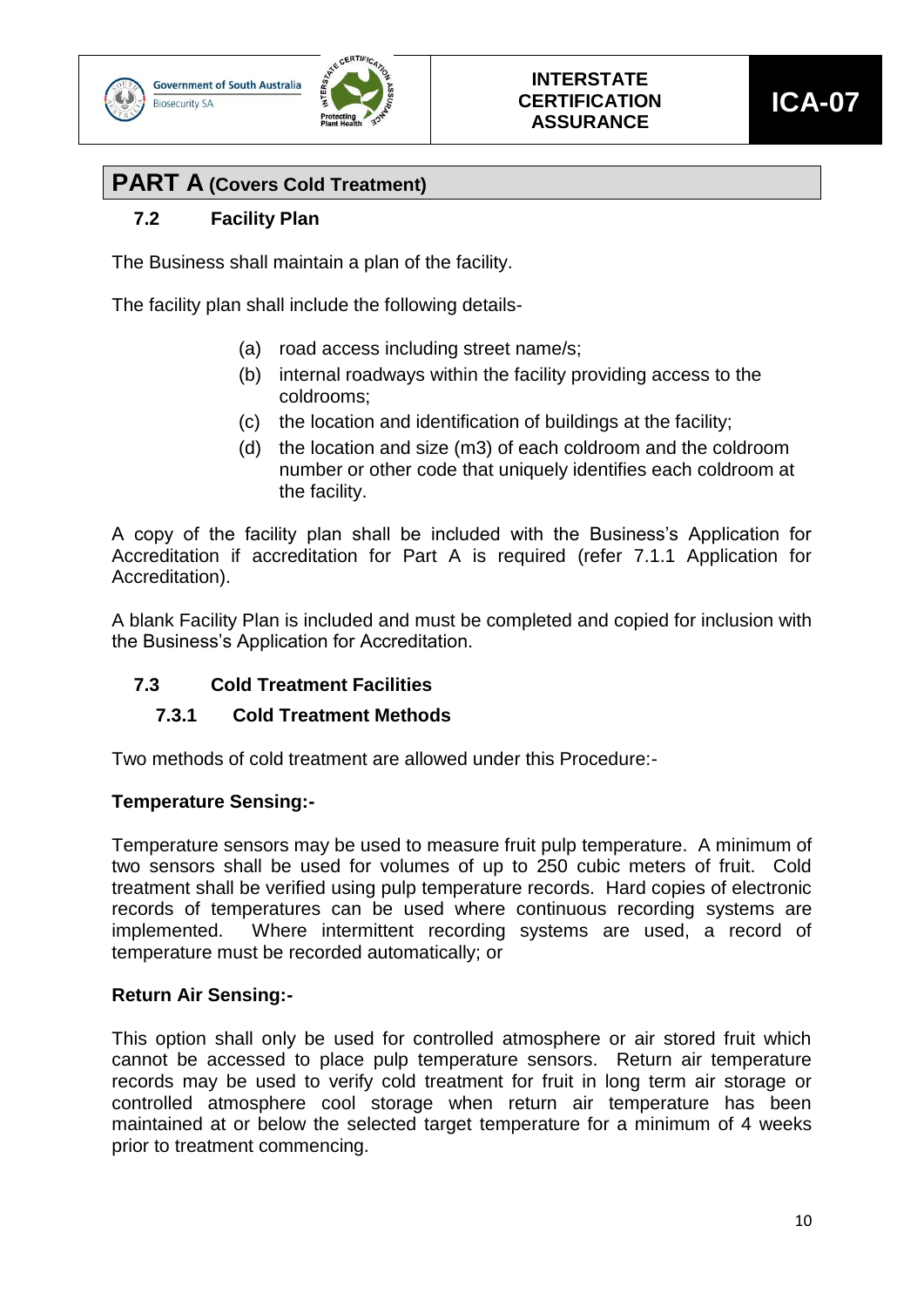## PART A (Covers Cold Treatment)

### 7.2 Facility Plan

The Business shall maintain a plan of the facility.

The facility plan shall include the following details-

(a) road access including street name/s;

(b) internal roadways within the facility providing access to the coldrooms;

(c) the location and identification of buildings at the facility;

(d) the location and size (m3) of each coldroom and the coldroom number or other code that uniquely identifies each coldroom at the facility.

A copy of the facility plan shall be included with the Business's Application for Accreditation if accreditation for Part A is required (refer 7.1.1 Application for Accreditation).

A blank Facility Plan is included and must be completed and copied for inclusion with the Business's Application for Accreditation.

### 7.3 Cold Treatment Facilities

#### 7.3.1 Cold Treatment Methods

Two methods of cold treatment are allowed under this Procedure:-

**Temperature Sensing:-**

Temperature sensors may be used to measure fruit pulp temperature. A minimum of two sensors shall be used for volumes of up to 250 cubic meters of fruit. Cold treatment shall be verified using pulp temperature records. Hard copies of electronic records of temperatures can be used where continuous recording systems are implemented. Where intermittent recording systems are used, a record of temperature must be recorded automatically; or

**Return Air Sensing:-**

This option shall only be used for controlled atmosphere or air stored fruit which cannot be accessed to place pulp temperature sensors. Return air temperature records may be used to verify cold treatment for fruit in long term air storage or controlled atmosphere cool storage when return air temperature has been maintained at or below the selected target temperature for a minimum of 4 weeks prior to treatment commencing.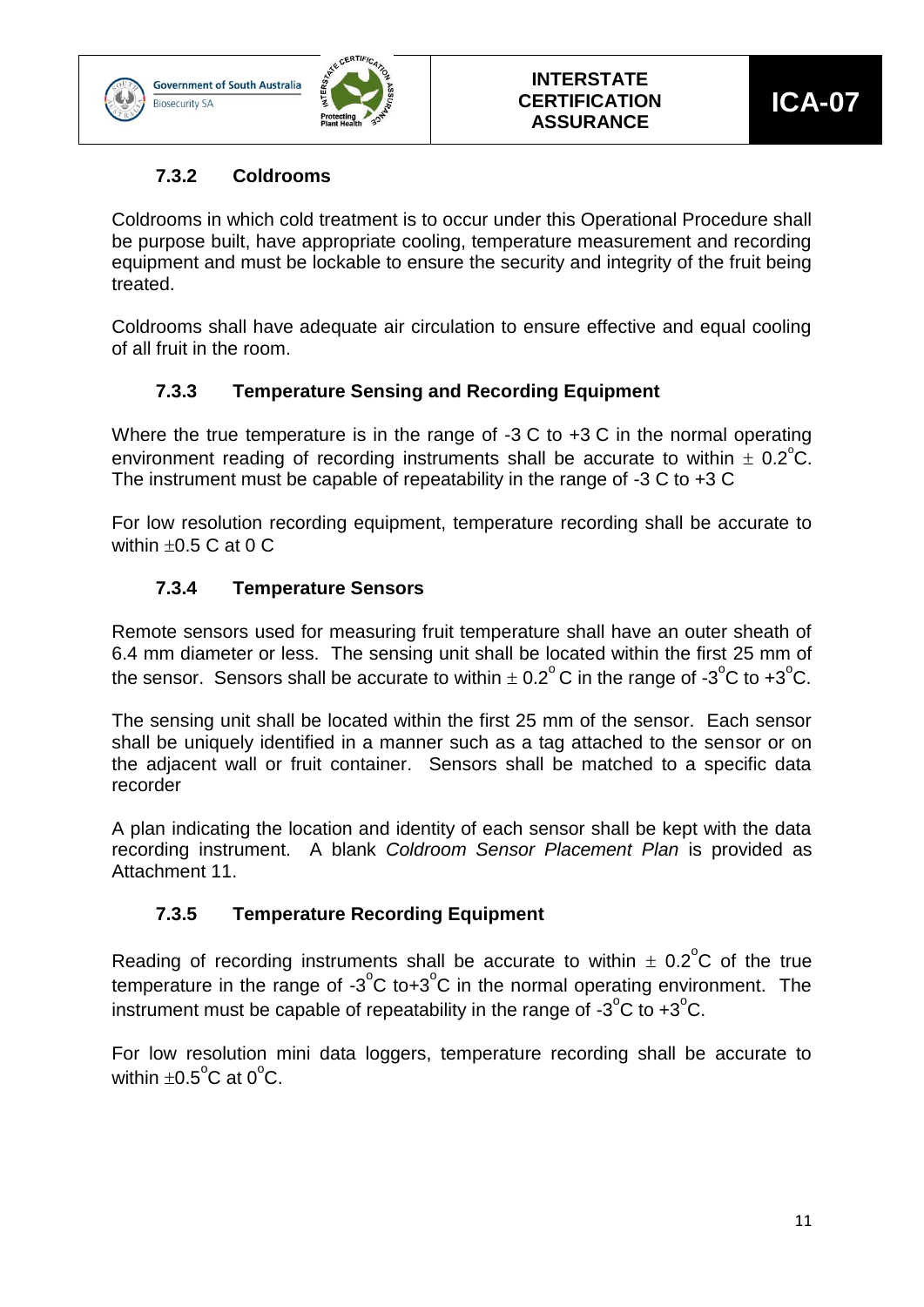### 7.3.2 Coldrooms

Coldrooms in which cold treatment is to occur under this Operational Procedure shall be purpose built, have appropriate cooling, temperature measurement and recording equipment and must be lockable to ensure the security and integrity of the fruit being treated.

Coldrooms shall have adequate air circulation to ensure effective and equal cooling of all fruit in the room.

### 7.3.3 Temperature Sensing and Recording Equipment

Where the true temperature is in the range of -3 C to +3 C in the normal operating environment reading of recording instruments shall be accurate to within $\pm$ 0.2$^{o}$C. The instrument must be capable of repeatability in the range of -3 C to +3 C

For low resolution recording equipment, temperature recording shall be accurate to within $\pm$0.5 C at 0 C

### 7.3.4 Temperature Sensors

Remote sensors used for measuring fruit temperature shall have an outer sheath of 6.4 mm diameter or less. The sensing unit shall be located within the first 25 mm of the sensor. Sensors shall be accurate to within $\pm$ 0.2$^{o}$ C in the range of -3$^{o}$C to +3$^{o}$C.

The sensing unit shall be located within the first 25 mm of the sensor. Each sensor shall be uniquely identified in a manner such as a tag attached to the sensor or on the adjacent wall or fruit container. Sensors shall be matched to a specific data recorder

A plan indicating the location and identity of each sensor shall be kept with the data recording instrument. A blank *Coldroom Sensor Placement Plan* is provided as Attachment 11.

### 7.3.5 Temperature Recording Equipment

Reading of recording instruments shall be accurate to within $\pm$ 0.2$^{o}$C of the true temperature in the range of -3$^{o}$C to+3$^{o}$C in the normal operating environment. The instrument must be capable of repeatability in the range of -3$^{o}$C to +3$^{o}$C.

For low resolution mini data loggers, temperature recording shall be accurate to within $\pm$0.5$^{o}$C at 0$^{o}$C.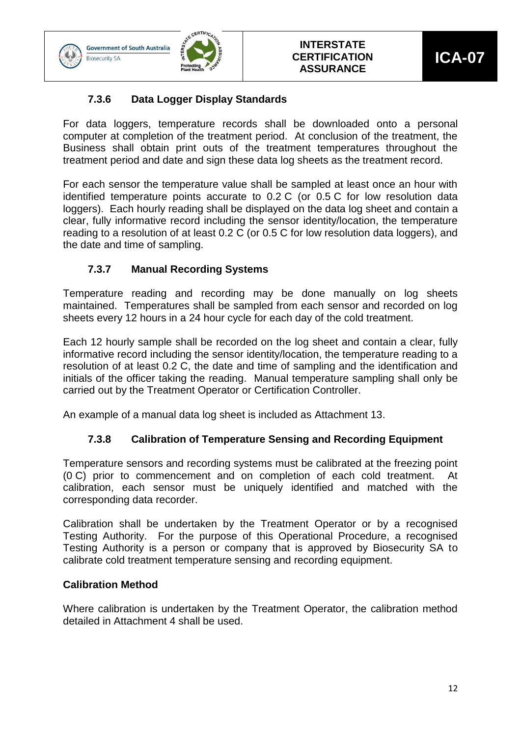### 7.3.6 Data Logger Display Standards

For data loggers, temperature records shall be downloaded onto a personal computer at completion of the treatment period. At conclusion of the treatment, the Business shall obtain print outs of the treatment temperatures throughout the treatment period and date and sign these data log sheets as the treatment record.

For each sensor the temperature value shall be sampled at least once an hour with identified temperature points accurate to 0.2 C (or 0.5 C for low resolution data loggers). Each hourly reading shall be displayed on the data log sheet and contain a clear, fully informative record including the sensor identity/location, the temperature reading to a resolution of at least 0.2 C (or 0.5 C for low resolution data loggers), and the date and time of sampling.

### 7.3.7 Manual Recording Systems

Temperature reading and recording may be done manually on log sheets maintained. Temperatures shall be sampled from each sensor and recorded on log sheets every 12 hours in a 24 hour cycle for each day of the cold treatment.

Each 12 hourly sample shall be recorded on the log sheet and contain a clear, fully informative record including the sensor identity/location, the temperature reading to a resolution of at least 0.2 C, the date and time of sampling and the identification and initials of the officer taking the reading. Manual temperature sampling shall only be carried out by the Treatment Operator or Certification Controller.

An example of a manual data log sheet is included as Attachment 13.

### 7.3.8 Calibration of Temperature Sensing and Recording Equipment

Temperature sensors and recording systems must be calibrated at the freezing point (0 C) prior to commencement and on completion of each cold treatment. At calibration, each sensor must be uniquely identified and matched with the corresponding data recorder.

Calibration shall be undertaken by the Treatment Operator or by a recognised Testing Authority. For the purpose of this Operational Procedure, a recognised Testing Authority is a person or company that is approved by Biosecurity SA to calibrate cold treatment temperature sensing and recording equipment.

**Calibration Method**

Where calibration is undertaken by the Treatment Operator, the calibration method detailed in Attachment 4 shall be used.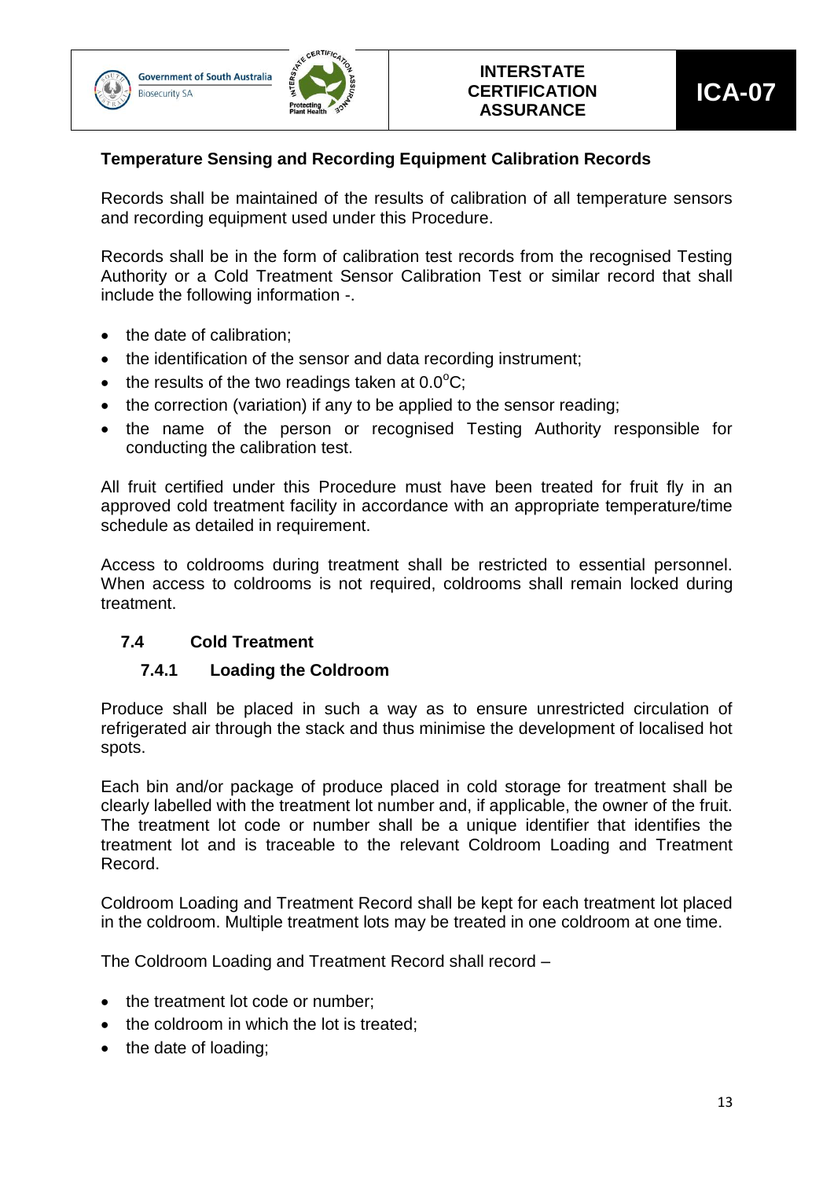**Temperature Sensing and Recording Equipment Calibration Records**

Records shall be maintained of the results of calibration of all temperature sensors and recording equipment used under this Procedure.

Records shall be in the form of calibration test records from the recognised Testing Authority or a Cold Treatment Sensor Calibration Test or similar record that shall include the following information -.

- the date of calibration;
- the identification of the sensor and data recording instrument;
- the results of the two readings taken at $0.0^{o}C$;
- the correction (variation) if any to be applied to the sensor reading;
- the name of the person or recognised Testing Authority responsible for conducting the calibration test.

All fruit certified under this Procedure must have been treated for fruit fly in an approved cold treatment facility in accordance with an appropriate temperature/time schedule as detailed in requirement.

Access to coldrooms during treatment shall be restricted to essential personnel. When access to coldrooms is not required, coldrooms shall remain locked during treatment.

## 7.4 Cold Treatment

### 7.4.1 Loading the Coldroom

Produce shall be placed in such a way as to ensure unrestricted circulation of refrigerated air through the stack and thus minimise the development of localised hot spots.

Each bin and/or package of produce placed in cold storage for treatment shall be clearly labelled with the treatment lot number and, if applicable, the owner of the fruit. The treatment lot code or number shall be a unique identifier that identifies the treatment lot and is traceable to the relevant Coldroom Loading and Treatment Record.

Coldroom Loading and Treatment Record shall be kept for each treatment lot placed in the coldroom. Multiple treatment lots may be treated in one coldroom at one time.

The Coldroom Loading and Treatment Record shall record –

- the treatment lot code or number;
- the coldroom in which the lot is treated;
- the date of loading;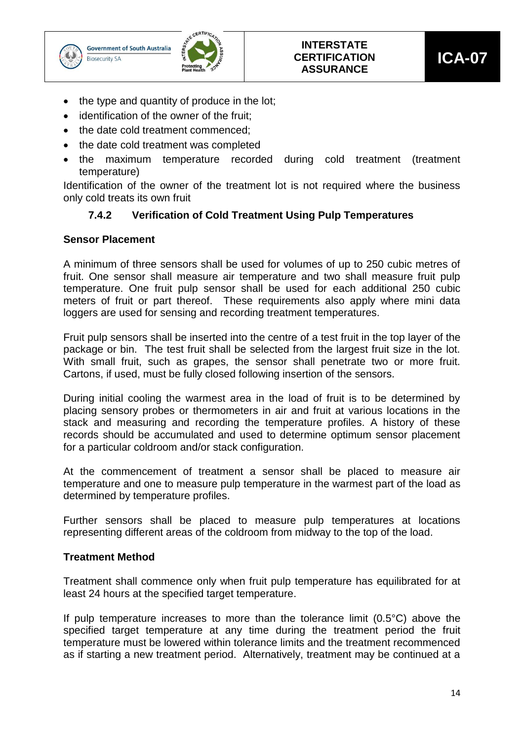- the type and quantity of produce in the lot;
- identification of the owner of the fruit;
- the date cold treatment commenced;
- the date cold treatment was completed
- the maximum temperature recorded during cold treatment (treatment temperature)

Identification of the owner of the treatment lot is not required where the business only cold treats its own fruit

### 7.4.2 Verification of Cold Treatment Using Pulp Temperatures

**Sensor Placement**

A minimum of three sensors shall be used for volumes of up to 250 cubic metres of fruit. One sensor shall measure air temperature and two shall measure fruit pulp temperature. One fruit pulp sensor shall be used for each additional 250 cubic meters of fruit or part thereof. These requirements also apply where mini data loggers are used for sensing and recording treatment temperatures.

Fruit pulp sensors shall be inserted into the centre of a test fruit in the top layer of the package or bin. The test fruit shall be selected from the largest fruit size in the lot. With small fruit, such as grapes, the sensor shall penetrate two or more fruit. Cartons, if used, must be fully closed following insertion of the sensors.

During initial cooling the warmest area in the load of fruit is to be determined by placing sensory probes or thermometers in air and fruit at various locations in the stack and measuring and recording the temperature profiles. A history of these records should be accumulated and used to determine optimum sensor placement for a particular coldroom and/or stack configuration.

At the commencement of treatment a sensor shall be placed to measure air temperature and one to measure pulp temperature in the warmest part of the load as determined by temperature profiles.

Further sensors shall be placed to measure pulp temperatures at locations representing different areas of the coldroom from midway to the top of the load.

**Treatment Method**

Treatment shall commence only when fruit pulp temperature has equilibrated for at least 24 hours at the specified target temperature.

If pulp temperature increases to more than the tolerance limit (0.5°C) above the specified target temperature at any time during the treatment period the fruit temperature must be lowered within tolerance limits and the treatment recommenced as if starting a new treatment period. Alternatively, treatment may be continued at a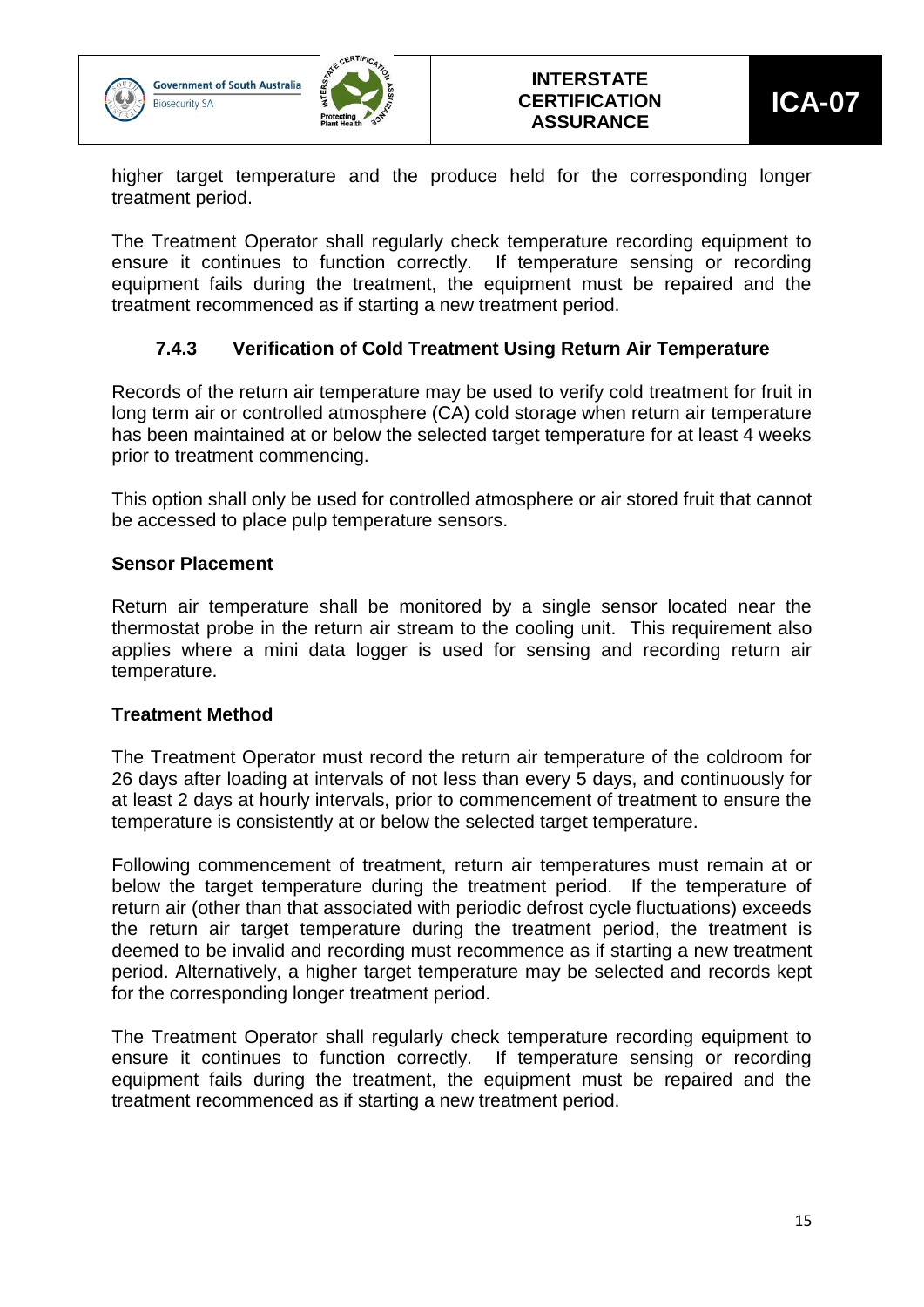higher target temperature and the produce held for the corresponding longer treatment period.

The Treatment Operator shall regularly check temperature recording equipment to ensure it continues to function correctly. If temperature sensing or recording equipment fails during the treatment, the equipment must be repaired and the treatment recommenced as if starting a new treatment period.

### 7.4.3 Verification of Cold Treatment Using Return Air Temperature

Records of the return air temperature may be used to verify cold treatment for fruit in long term air or controlled atmosphere (CA) cold storage when return air temperature has been maintained at or below the selected target temperature for at least 4 weeks prior to treatment commencing.

This option shall only be used for controlled atmosphere or air stored fruit that cannot be accessed to place pulp temperature sensors.

**Sensor Placement**

Return air temperature shall be monitored by a single sensor located near the thermostat probe in the return air stream to the cooling unit. This requirement also applies where a mini data logger is used for sensing and recording return air temperature.

**Treatment Method**

The Treatment Operator must record the return air temperature of the coldroom for 26 days after loading at intervals of not less than every 5 days, and continuously for at least 2 days at hourly intervals, prior to commencement of treatment to ensure the temperature is consistently at or below the selected target temperature.

Following commencement of treatment, return air temperatures must remain at or below the target temperature during the treatment period. If the temperature of return air (other than that associated with periodic defrost cycle fluctuations) exceeds the return air target temperature during the treatment period, the treatment is deemed to be invalid and recording must recommence as if starting a new treatment period. Alternatively, a higher target temperature may be selected and records kept for the corresponding longer treatment period.

The Treatment Operator shall regularly check temperature recording equipment to ensure it continues to function correctly. If temperature sensing or recording equipment fails during the treatment, the equipment must be repaired and the treatment recommenced as if starting a new treatment period.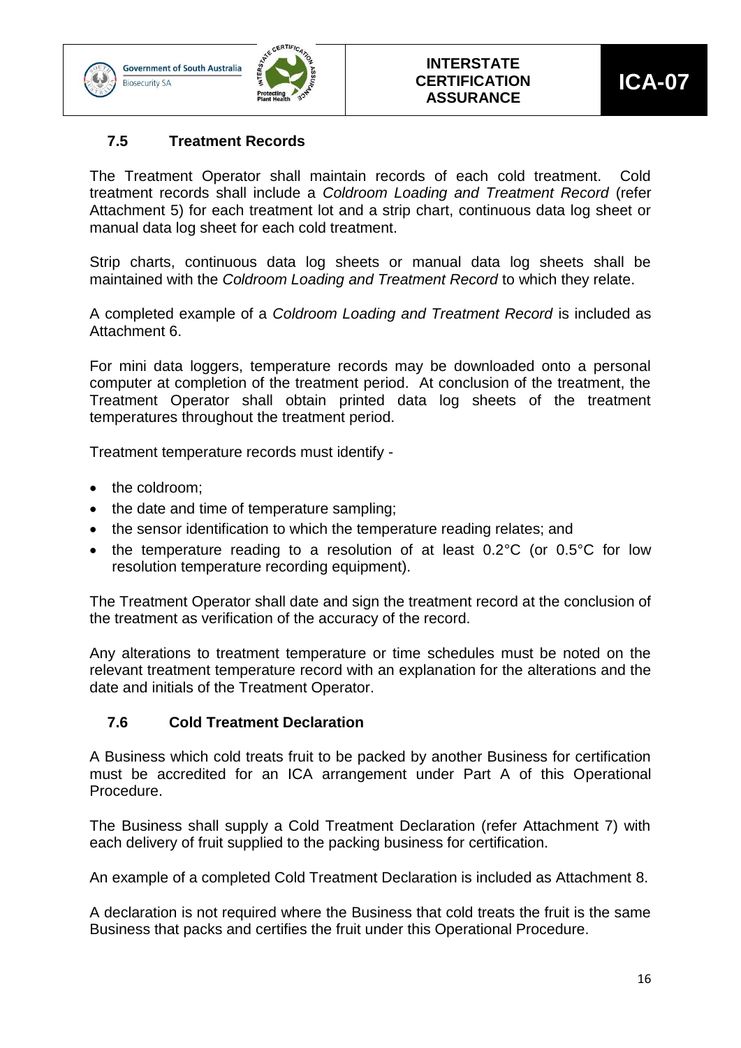### 7.5 Treatment Records

The Treatment Operator shall maintain records of each cold treatment. Cold treatment records shall include a *Coldroom Loading and Treatment Record* (refer Attachment 5) for each treatment lot and a strip chart, continuous data log sheet or manual data log sheet for each cold treatment.

Strip charts, continuous data log sheets or manual data log sheets shall be maintained with the *Coldroom Loading and Treatment Record* to which they relate.

A completed example of a *Coldroom Loading and Treatment Record* is included as Attachment 6.

For mini data loggers, temperature records may be downloaded onto a personal computer at completion of the treatment period. At conclusion of the treatment, the Treatment Operator shall obtain printed data log sheets of the treatment temperatures throughout the treatment period.

Treatment temperature records must identify -

- the coldroom;
- the date and time of temperature sampling;
- the sensor identification to which the temperature reading relates; and
- the temperature reading to a resolution of at least 0.2°C (or 0.5°C for low resolution temperature recording equipment).

The Treatment Operator shall date and sign the treatment record at the conclusion of the treatment as verification of the accuracy of the record.

Any alterations to treatment temperature or time schedules must be noted on the relevant treatment temperature record with an explanation for the alterations and the date and initials of the Treatment Operator.

### 7.6 Cold Treatment Declaration

A Business which cold treats fruit to be packed by another Business for certification must be accredited for an ICA arrangement under Part A of this Operational Procedure.

The Business shall supply a Cold Treatment Declaration (refer Attachment 7) with each delivery of fruit supplied to the packing business for certification.

An example of a completed Cold Treatment Declaration is included as Attachment 8.

A declaration is not required where the Business that cold treats the fruit is the same Business that packs and certifies the fruit under this Operational Procedure.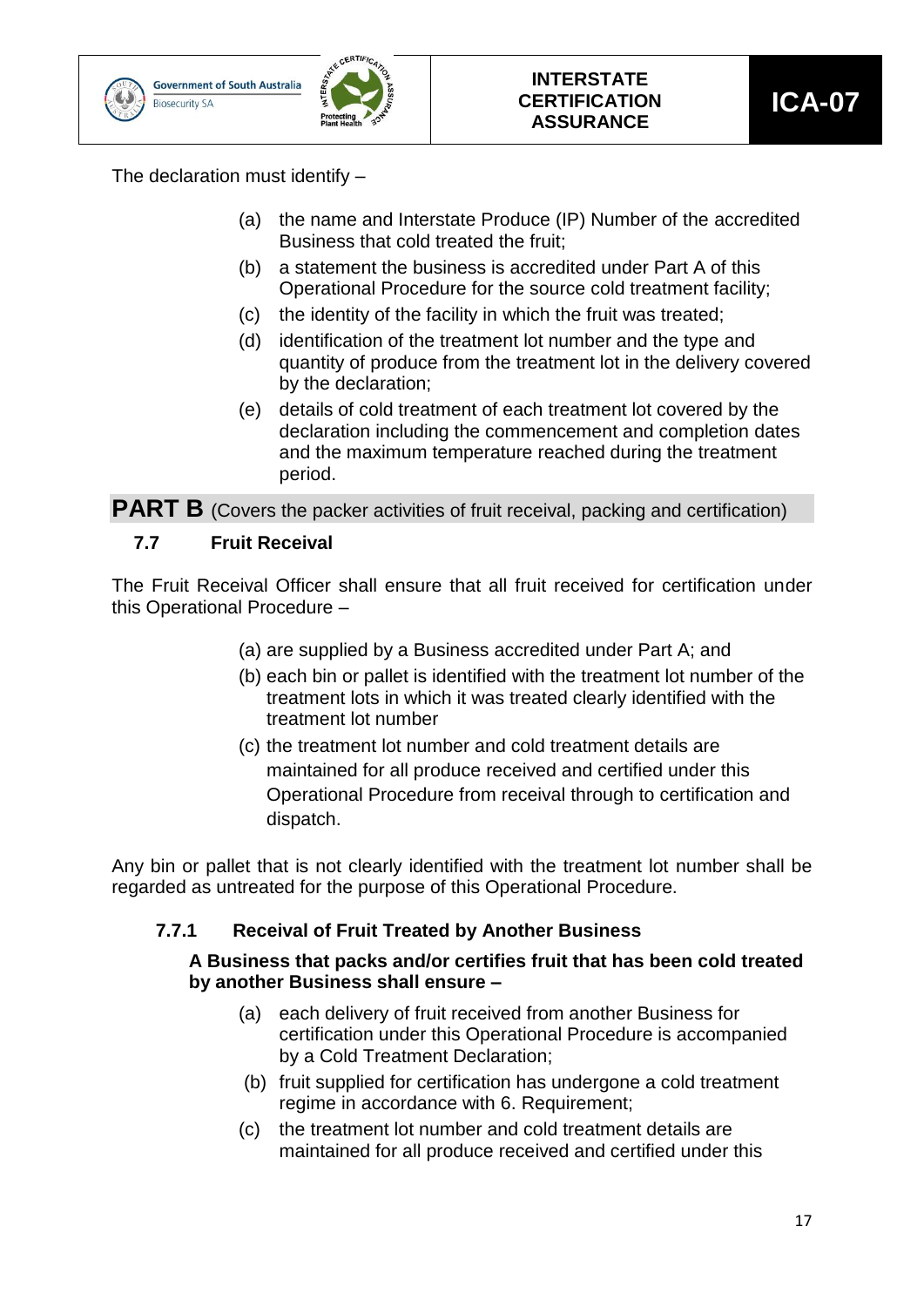The declaration must identify –

(a) the name and Interstate Produce (IP) Number of the accredited Business that cold treated the fruit;
(b) a statement the business is accredited under Part A of this Operational Procedure for the source cold treatment facility;
(c) the identity of the facility in which the fruit was treated;
(d) identification of the treatment lot number and the type and quantity of produce from the treatment lot in the delivery covered by the declaration;
(e) details of cold treatment of each treatment lot covered by the declaration including the commencement and completion dates and the maximum temperature reached during the treatment period.

## PART B (Covers the packer activities of fruit receival, packing and certification)

### 7.7 Fruit Receival

The Fruit Receival Officer shall ensure that all fruit received for certification under this Operational Procedure –

(a) are supplied by a Business accredited under Part A; and
(b) each bin or pallet is identified with the treatment lot number of the treatment lots in which it was treated clearly identified with the treatment lot number
(c) the treatment lot number and cold treatment details are maintained for all produce received and certified under this Operational Procedure from receival through to certification and dispatch.

Any bin or pallet that is not clearly identified with the treatment lot number shall be regarded as untreated for the purpose of this Operational Procedure.

#### 7.7.1 Receival of Fruit Treated by Another Business

**A Business that packs and/or certifies fruit that has been cold treated by another Business shall ensure –**

(a) each delivery of fruit received from another Business for certification under this Operational Procedure is accompanied by a Cold Treatment Declaration;
(b) fruit supplied for certification has undergone a cold treatment regime in accordance with 6. Requirement;
(c) the treatment lot number and cold treatment details are maintained for all produce received and certified under this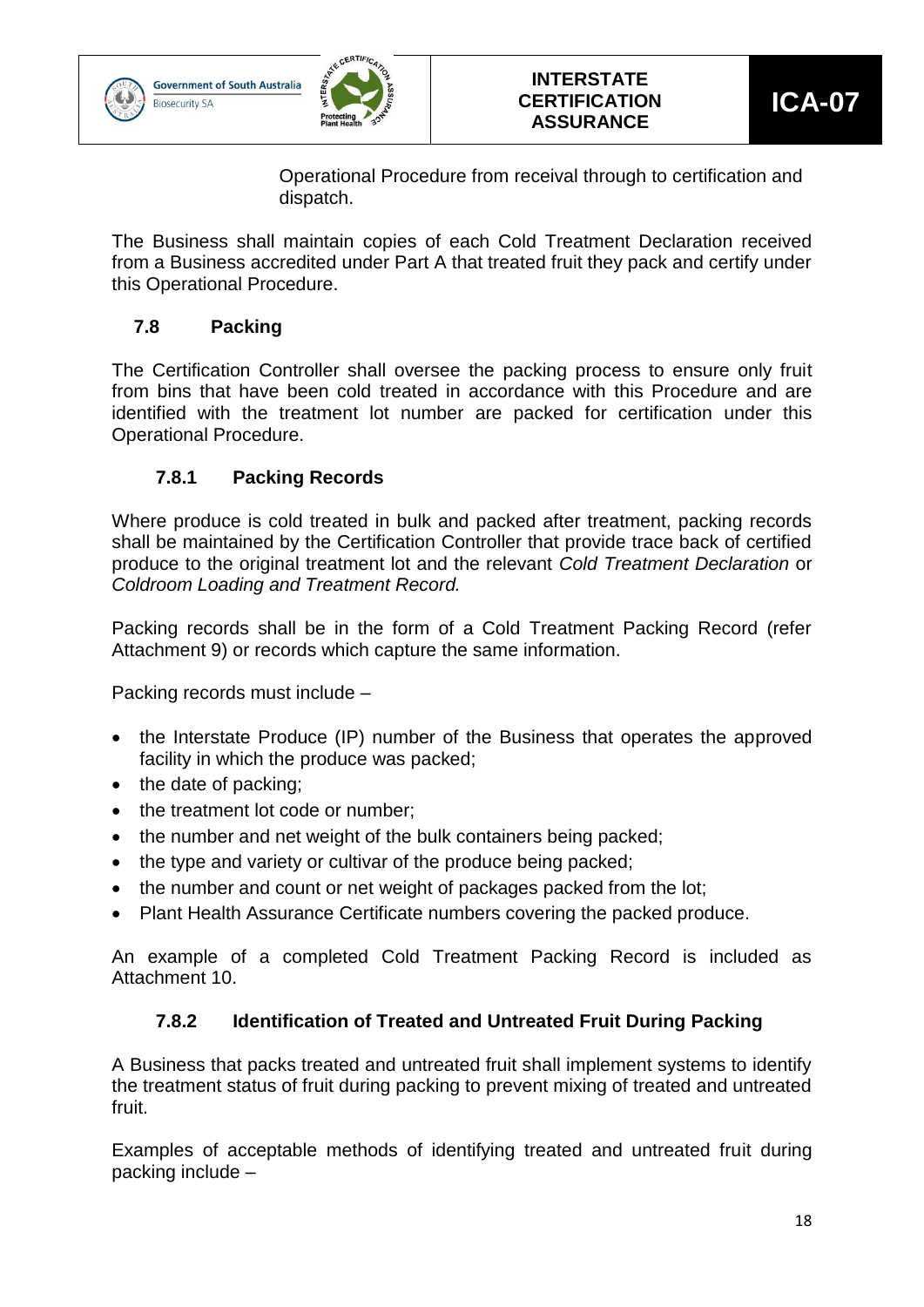Operational Procedure from receival through to certification and dispatch.

The Business shall maintain copies of each Cold Treatment Declaration received from a Business accredited under Part A that treated fruit they pack and certify under this Operational Procedure.

### 7.8 Packing

The Certification Controller shall oversee the packing process to ensure only fruit from bins that have been cold treated in accordance with this Procedure and are identified with the treatment lot number are packed for certification under this Operational Procedure.

#### 7.8.1 Packing Records

Where produce is cold treated in bulk and packed after treatment, packing records shall be maintained by the Certification Controller that provide trace back of certified produce to the original treatment lot and the relevant *Cold Treatment Declaration* or *Coldroom Loading and Treatment Record.*

Packing records shall be in the form of a Cold Treatment Packing Record (refer Attachment 9) or records which capture the same information.

Packing records must include –

- the Interstate Produce (IP) number of the Business that operates the approved facility in which the produce was packed;
- the date of packing;
- the treatment lot code or number;
- the number and net weight of the bulk containers being packed;
- the type and variety or cultivar of the produce being packed;
- the number and count or net weight of packages packed from the lot;
- Plant Health Assurance Certificate numbers covering the packed produce.

An example of a completed Cold Treatment Packing Record is included as Attachment 10.

#### 7.8.2 Identification of Treated and Untreated Fruit During Packing

A Business that packs treated and untreated fruit shall implement systems to identify the treatment status of fruit during packing to prevent mixing of treated and untreated fruit.

Examples of acceptable methods of identifying treated and untreated fruit during packing include –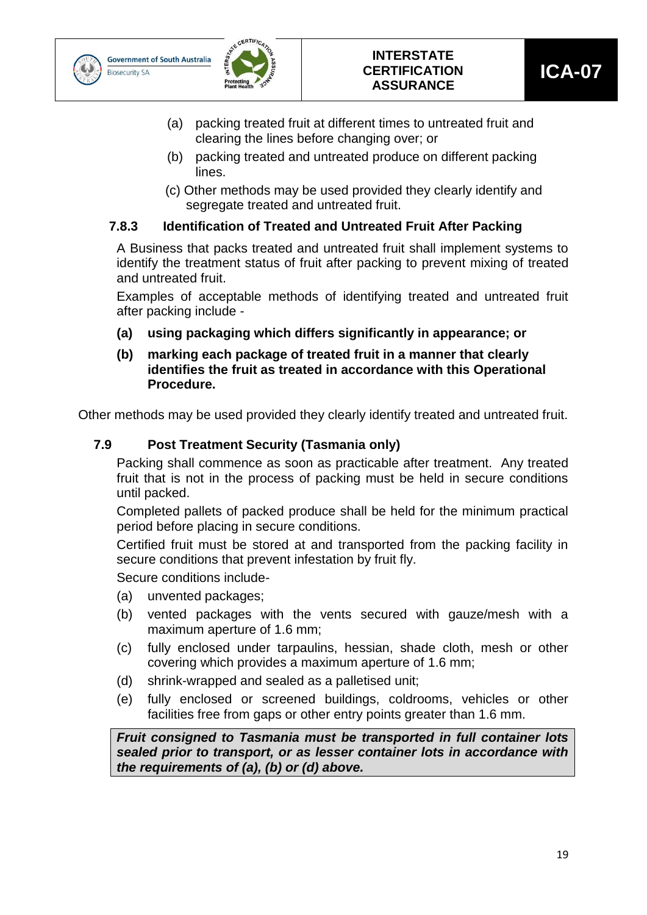(a) packing treated fruit at different times to untreated fruit and clearing the lines before changing over; or

(b) packing treated and untreated produce on different packing lines.

(c) Other methods may be used provided they clearly identify and segregate treated and untreated fruit.

### 7.8.3 Identification of Treated and Untreated Fruit After Packing

A Business that packs treated and untreated fruit shall implement systems to identify the treatment status of fruit after packing to prevent mixing of treated and untreated fruit.

Examples of acceptable methods of identifying treated and untreated fruit after packing include -

**(a) using packaging which differs significantly in appearance; or**

**(b) marking each package of treated fruit in a manner that clearly identifies the fruit as treated in accordance with this Operational Procedure.**

Other methods may be used provided they clearly identify treated and untreated fruit.

## 7.9 Post Treatment Security (Tasmania only)

Packing shall commence as soon as practicable after treatment. Any treated fruit that is not in the process of packing must be held in secure conditions until packed.

Completed pallets of packed produce shall be held for the minimum practical period before placing in secure conditions.

Certified fruit must be stored at and transported from the packing facility in secure conditions that prevent infestation by fruit fly.

Secure conditions include-

(a) unvented packages;

(b) vented packages with the vents secured with gauze/mesh with a maximum aperture of 1.6 mm;

(c) fully enclosed under tarpaulins, hessian, shade cloth, mesh or other covering which provides a maximum aperture of 1.6 mm;

(d) shrink-wrapped and sealed as a palletised unit;

(e) fully enclosed or screened buildings, coldrooms, vehicles or other facilities free from gaps or other entry points greater than 1.6 mm.

***Fruit consigned to Tasmania must be transported in full container lots sealed prior to transport, or as lesser container lots in accordance with the requirements of (a), (b) or (d) above.***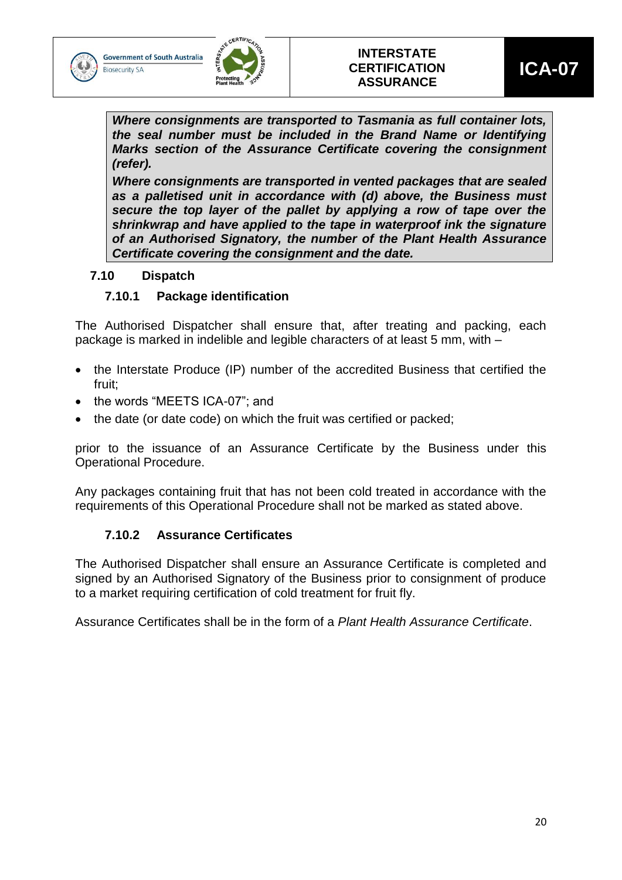> ***Where consignments are transported to Tasmania as full container lots, the seal number must be included in the Brand Name or Identifying Marks section of the Assurance Certificate covering the consignment (refer).***
>
> ***Where consignments are transported in vented packages that are sealed as a palletised unit in accordance with (d) above, the Business must secure the top layer of the pallet by applying a row of tape over the shrinkwrap and have applied to the tape in waterproof ink the signature of an Authorised Signatory, the number of the Plant Health Assurance Certificate covering the consignment and the date.***

### 7.10 Dispatch

#### 7.10.1 Package identification

The Authorised Dispatcher shall ensure that, after treating and packing, each package is marked in indelible and legible characters of at least 5 mm, with –

- the Interstate Produce (IP) number of the accredited Business that certified the fruit;
- the words "MEETS ICA-07"; and
- the date (or date code) on which the fruit was certified or packed;

prior to the issuance of an Assurance Certificate by the Business under this Operational Procedure.

Any packages containing fruit that has not been cold treated in accordance with the requirements of this Operational Procedure shall not be marked as stated above.

#### 7.10.2 Assurance Certificates

The Authorised Dispatcher shall ensure an Assurance Certificate is completed and signed by an Authorised Signatory of the Business prior to consignment of produce to a market requiring certification of cold treatment for fruit fly.

Assurance Certificates shall be in the form of a *Plant Health Assurance Certificate*.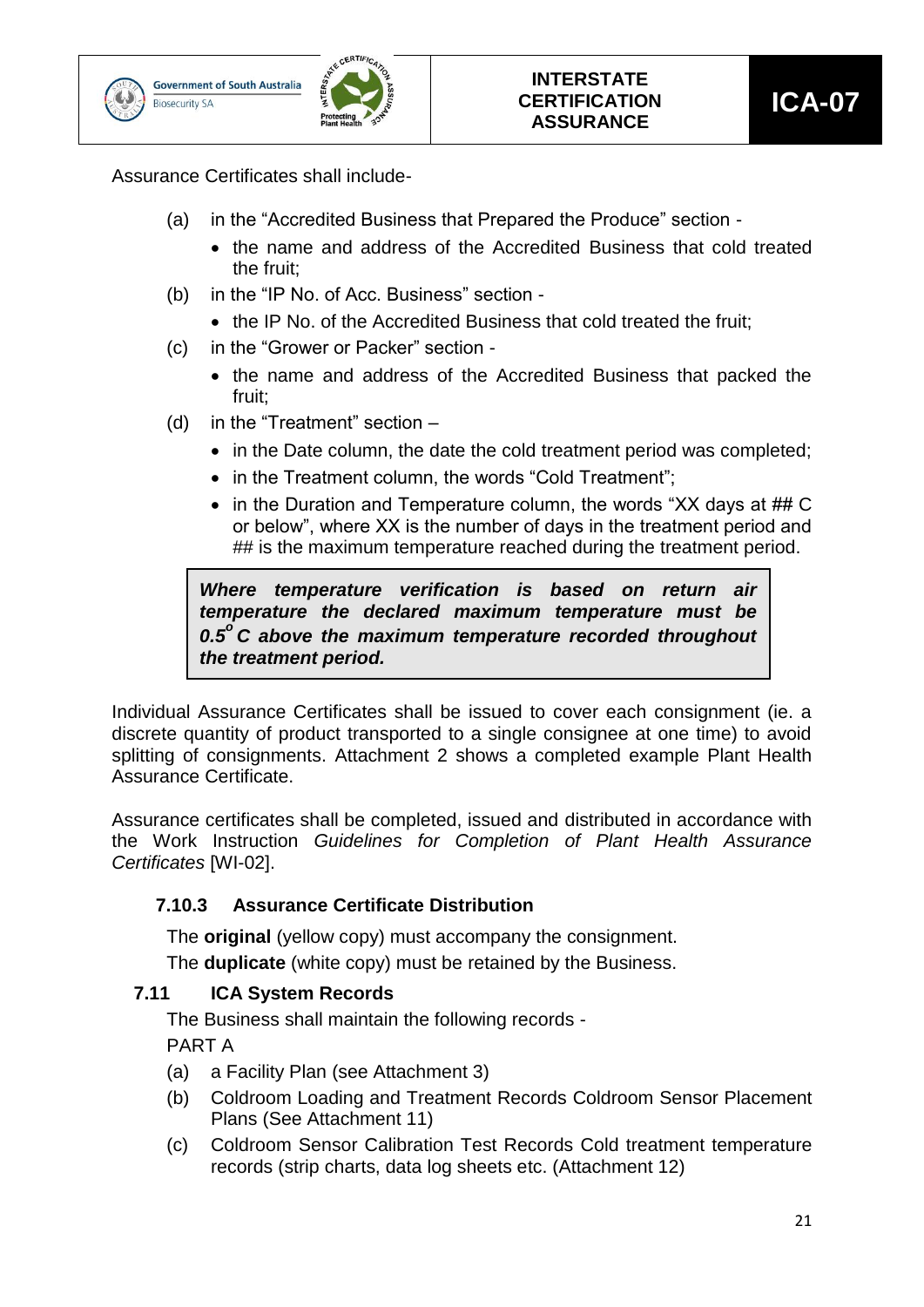Assurance Certificates shall include-

(a) in the “Accredited Business that Prepared the Produce” section -
- the name and address of the Accredited Business that cold treated the fruit;

(b) in the “IP No. of Acc. Business” section -
- the IP No. of the Accredited Business that cold treated the fruit;

(c) in the “Grower or Packer” section -
- the name and address of the Accredited Business that packed the fruit;

(d) in the “Treatment” section –
- in the Date column, the date the cold treatment period was completed;
- in the Treatment column, the words “Cold Treatment”;
- in the Duration and Temperature column, the words “XX days at ## C or below”, where XX is the number of days in the treatment period and ## is the maximum temperature reached during the treatment period.

> ***Where temperature verification is based on return air temperature the declared maximum temperature must be 0.5°C above the maximum temperature recorded throughout the treatment period.***

Individual Assurance Certificates shall be issued to cover each consignment (ie. a discrete quantity of product transported to a single consignee at one time) to avoid splitting of consignments. Attachment 2 shows a completed example Plant Health Assurance Certificate.

Assurance certificates shall be completed, issued and distributed in accordance with the Work Instruction *Guidelines for Completion of Plant Health Assurance Certificates* [WI-02].

#### 7.10.3 Assurance Certificate Distribution

The **original** (yellow copy) must accompany the consignment.

The **duplicate** (white copy) must be retained by the Business.

### 7.11 ICA System Records

The Business shall maintain the following records -

PART A

(a) a Facility Plan (see Attachment 3)

(b) Coldroom Loading and Treatment Records Coldroom Sensor Placement Plans (See Attachment 11)

(c) Coldroom Sensor Calibration Test Records Cold treatment temperature records (strip charts, data log sheets etc. (Attachment 12)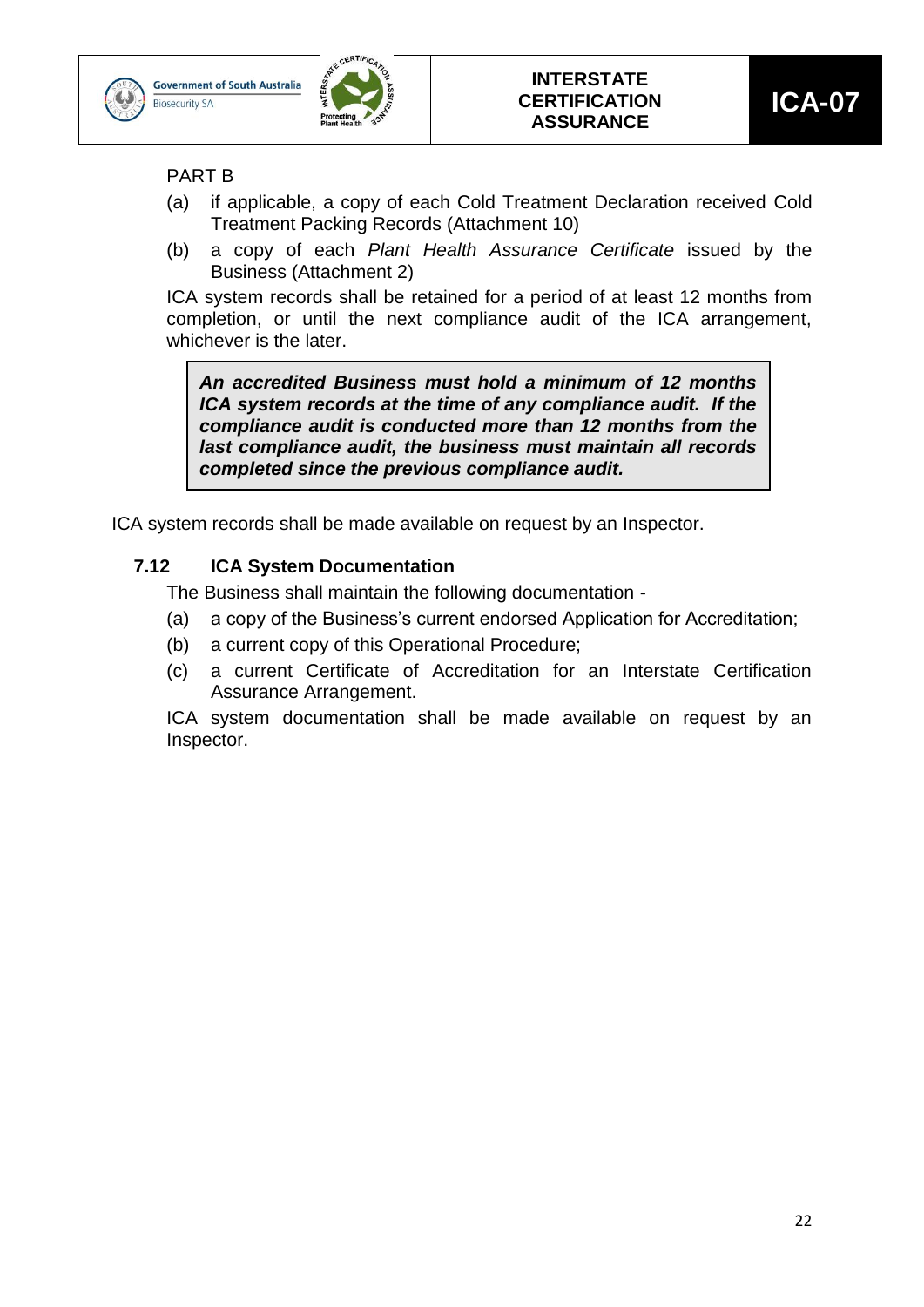PART B

(a) if applicable, a copy of each Cold Treatment Declaration received Cold Treatment Packing Records (Attachment 10)

(b) a copy of each *Plant Health Assurance Certificate* issued by the Business (Attachment 2)

ICA system records shall be retained for a period of at least 12 months from completion, or until the next compliance audit of the ICA arrangement, whichever is the later.

> ***An accredited Business must hold a minimum of 12 months ICA system records at the time of any compliance audit. If the compliance audit is conducted more than 12 months from the last compliance audit, the business must maintain all records completed since the previous compliance audit.***

ICA system records shall be made available on request by an Inspector.

### 7.12 ICA System Documentation

The Business shall maintain the following documentation -

(a) a copy of the Business's current endorsed Application for Accreditation;

(b) a current copy of this Operational Procedure;

(c) a current Certificate of Accreditation for an Interstate Certification Assurance Arrangement.

ICA system documentation shall be made available on request by an Inspector.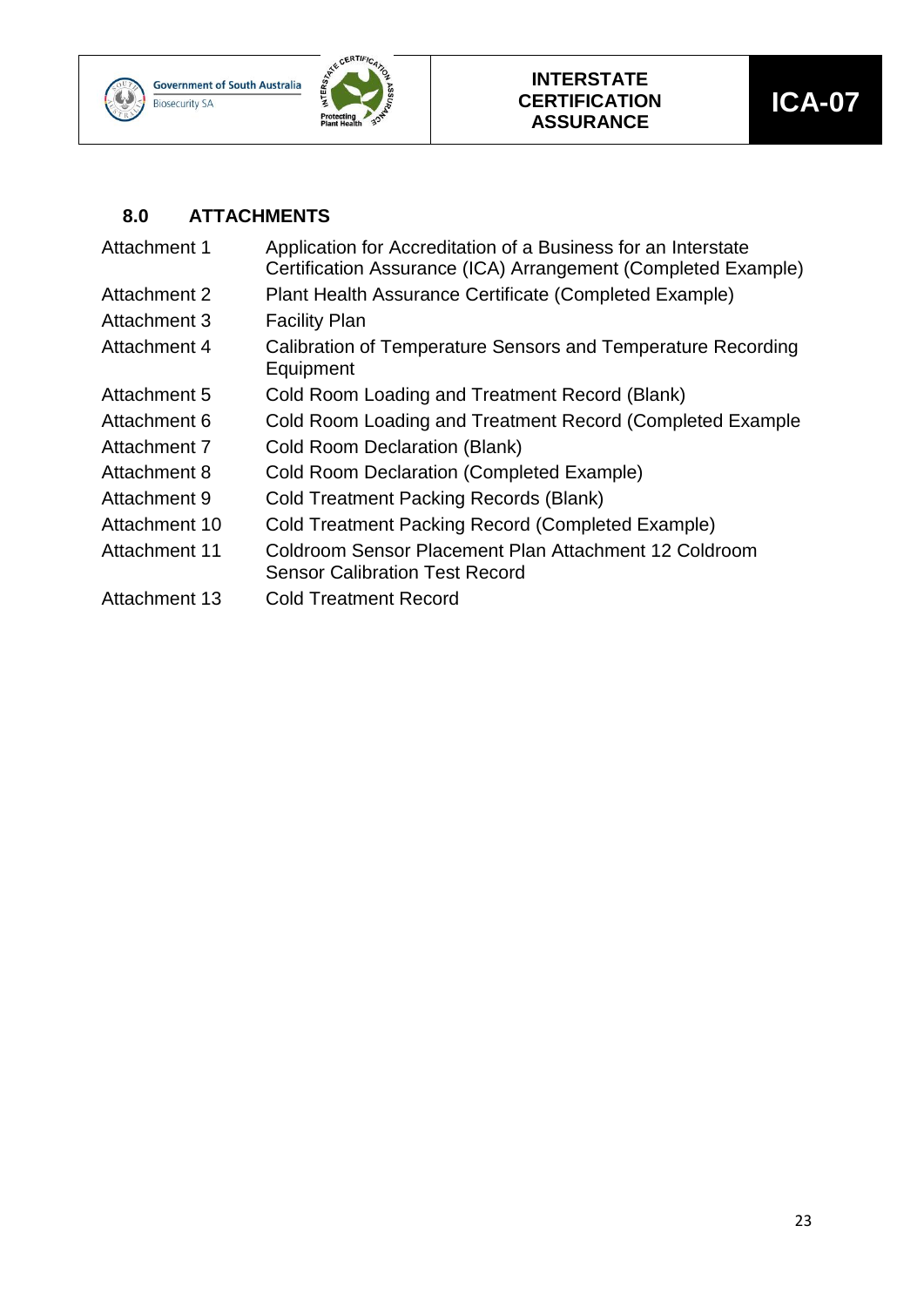## 8.0 ATTACHMENTS

| | |
|---|---|
| Attachment 1 | Application for Accreditation of a Business for an Interstate Certification Assurance (ICA) Arrangement (Completed Example) |
| Attachment 2 | Plant Health Assurance Certificate (Completed Example) |
| Attachment 3 | Facility Plan |
| Attachment 4 | Calibration of Temperature Sensors and Temperature Recording Equipment |
| Attachment 5 | Cold Room Loading and Treatment Record (Blank) |
| Attachment 6 | Cold Room Loading and Treatment Record (Completed Example |
| Attachment 7 | Cold Room Declaration (Blank) |
| Attachment 8 | Cold Room Declaration (Completed Example) |
| Attachment 9 | Cold Treatment Packing Records (Blank) |
| Attachment 10 | Cold Treatment Packing Record (Completed Example) |
| Attachment 11 | Coldroom Sensor Placement Plan Attachment 12 Coldroom Sensor Calibration Test Record |
| Attachment 13 | Cold Treatment Record |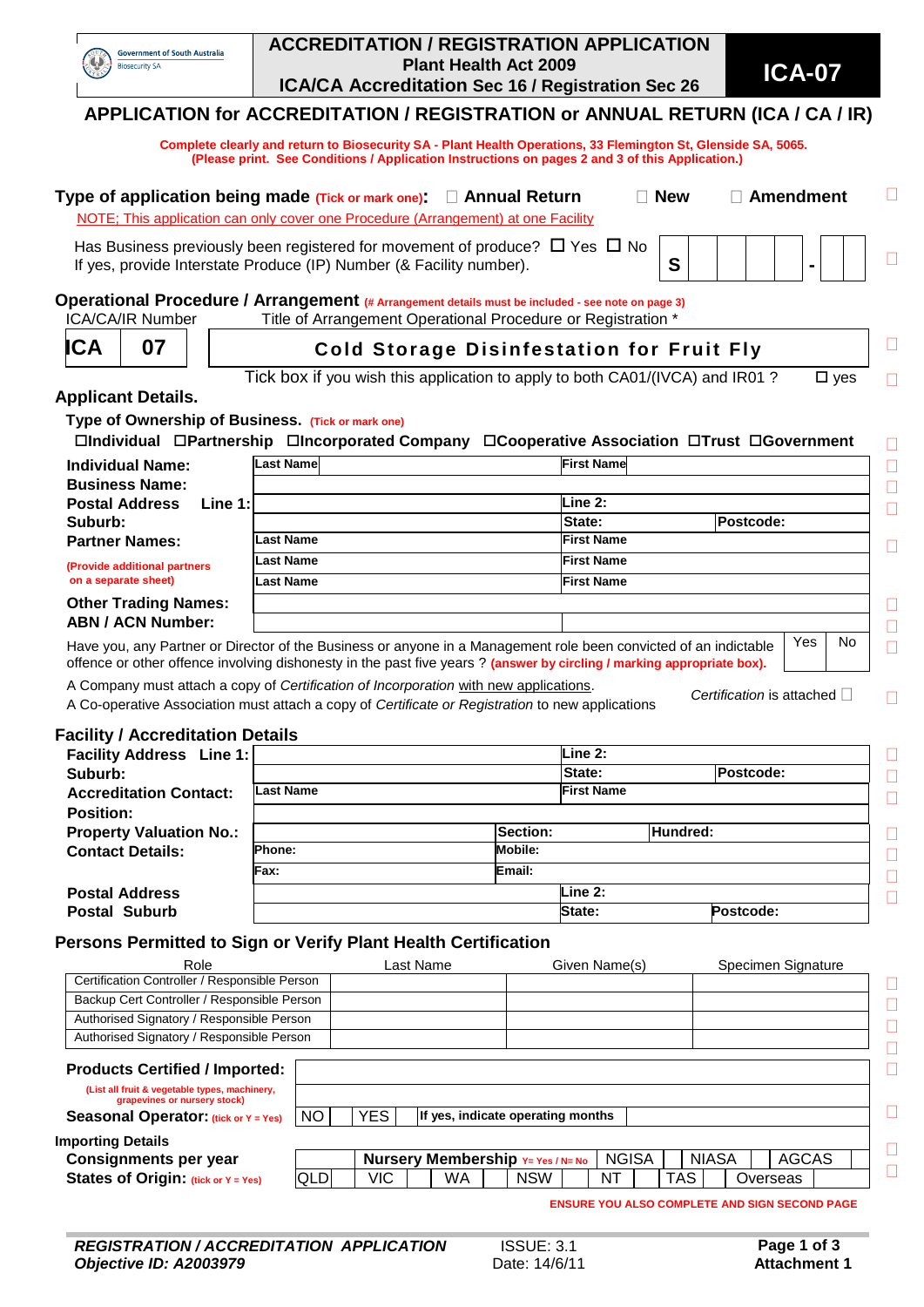Government of South Australia
Biosecurity SA

# ACCREDITATION / REGISTRATION APPLICATION
**Plant Health Act 2009**
**ICA/CA Accreditation Sec 16 / Registration Sec 26**

**ICA-07**

## APPLICATION for ACCREDITATION / REGISTRATION or ANNUAL RETURN (ICA / CA / IR)

**Complete clearly and return to Biosecurity SA - Plant Health Operations, 33 Flemington St, Glenside SA, 5065.**
**(Please print. See Conditions / Application Instructions on pages 2 and 3 of this Application.)**

**Type of application being made** (Tick or mark one)**:** ☐ **Annual Return** ☐ **New** ☐ **Amendment**

NOTE; This application can only cover one Procedure (Arrangement) at one Facility

Has Business previously been registered for movement of produce? ☐ Yes ☐ No
If yes, provide Interstate Produce (IP) Number (& Facility number). | S | | | | | - | | |

**Operational Procedure / Arrangement** (# Arrangement details must be included - see note on page 3)

| ICA/CA/IR Number | | Title of Arrangement Operational Procedure or Registration * |
|---|---|---|
| ICA | 07 | Cold Storage Disinfestation for Fruit Fly |

Tick box if you wish this application to apply to both CA01/(IVCA) and IR01 ? ☐ yes

### Applicant Details.

**Type of Ownership of Business.** (Tick or mark one)
☐Individual ☐Partnership ☐Incorporated Company ☐Cooperative Association ☐Trust ☐Government

| | | |
|---|---|---|
| **Individual Name:** | Last Name | First Name |
| **Business Name:** | | |
| **Postal Address Line 1:** | | Line 2: |
| **Suburb:** | | State: / Postcode: |
| **Partner Names:** | Last Name | First Name |
| (Provide additional partners on a separate sheet) | Last Name | First Name |
| | Last Name | First Name |
| **Other Trading Names:** | | |
| **ABN / ACN Number:** | | |

Have you, any Partner or Director of the Business or anyone in a Management role been convicted of an indictable offence or other offence involving dishonesty in the past five years ? (answer by circling / marking appropriate box). | Yes | No |

A Company must attach a copy of *Certification of Incorporation* with new applications.
A Co-operative Association must attach a copy of *Certificate or Registration* to new applications

*Certification* is attached ☐

### Facility / Accreditation Details

| | | | |
|---|---|---|---|
| **Facility Address Line 1:** | | Line 2: | |
| **Suburb:** | | State: | Postcode: |
| **Accreditation Contact:** | Last Name | First Name | |
| **Position:** | | | |
| **Property Valuation No.:** | | Section: | Hundred: |
| **Contact Details:** | Phone: | Mobile: | |
| | Fax: | Email: | |
| **Postal Address** | | Line 2: | |
| **Postal Suburb** | | State: | Postcode: |

### Persons Permitted to Sign or Verify Plant Health Certification

| Role | Last Name | Given Name(s) | Specimen Signature |
|---|---|---|---|
| Certification Controller / Responsible Person | | | |
| Backup Cert Controller / Responsible Person | | | |
| Authorised Signatory / Responsible Person | | | |
| Authorised Signatory / Responsible Person | | | |

**Products Certified / Imported:**
(List all fruit & vegetable types, machinery, grapevines or nursery stock)

**Seasonal Operator:** (tick or Y = Yes) | NO | YES | If yes, indicate operating months | |

**Importing Details**

| | | | | | | | | |
|---|---|---|---|---|---|---|---|---|
| **Consignments per year** | | **Nursery Membership** Y= Yes / N= No | | NGISA | | NIASA | | AGCAS |
| **States of Origin:** (tick or Y = Yes) | QLD | VIC | WA | NSW | NT | TAS | Overseas | |

**ENSURE YOU ALSO COMPLETE AND SIGN SECOND PAGE**

***REGISTRATION / ACCREDITATION APPLICATION***
***Objective ID: A2003979***
ISSUE: 3.1
Date: 14/6/11
**Attachment 1**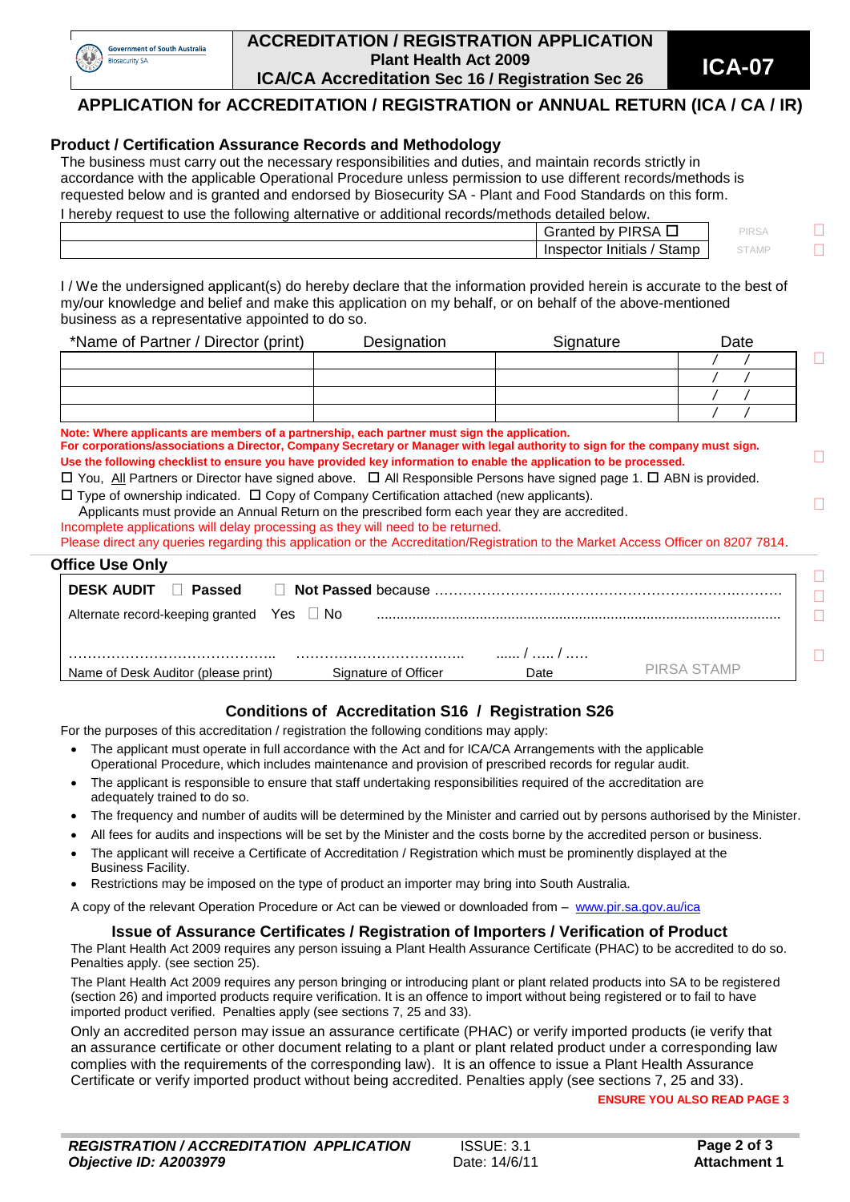Government of South Australia
Biosecurity SA

# ACCREDITATION / REGISTRATION APPLICATION
**Plant Health Act 2009**
**ICA/CA Accreditation Sec 16 / Registration Sec 26**

**ICA-07**

## APPLICATION for ACCREDITATION / REGISTRATION or ANNUAL RETURN (ICA / CA / IR)

### Product / Certification Assurance Records and Methodology

The business must carry out the necessary responsibilities and duties, and maintain records strictly in accordance with the applicable Operational Procedure unless permission to use different records/methods is requested below and is granted and endorsed by Biosecurity SA - Plant and Food Standards on this form.

I hereby request to use the following alternative or additional records/methods detailed below.

| | | |
|---|---|---|
| | Granted by PIRSA ☐ | PIRSA |
| | Inspector Initials / Stamp | STAMP |

I / We the undersigned applicant(s) do hereby declare that the information provided herein is accurate to the best of my/our knowledge and belief and make this application on my behalf, or on behalf of the above-mentioned business as a representative appointed to do so.

| *Name of Partner / Director (print) | Designation | Signature | Date |
|---|---|---|---|
| | | | / / |
| | | | / / |
| | | | / / |
| | | | / / |

**Note: Where applicants are members of a partnership, each partner must sign the application.**
**For corporations/associations a Director, Company Secretary or Manager with legal authority to sign for the company must sign.**
**Use the following checklist to ensure you have provided key information to enable the application to be processed.**

☐ You, All Partners or Director have signed above. ☐ All Responsible Persons have signed page 1. ☐ ABN is provided.
☐ Type of ownership indicated. ☐ Copy of Company Certification attached (new applicants).

Applicants must provide an Annual Return on the prescribed form each year they are accredited.

Incomplete applications will delay processing as they will need to be returned.
Please direct any queries regarding this application or the Accreditation/Registration to the Market Access Officer on 8207 7814.

### Office Use Only

**DESK AUDIT** ☐ **Passed** ☐ **Not Passed** because ……………………………………………………………………

Alternate record-keeping granted Yes ☐ No ………………………………………………………………………………

…………………………………… ……………………………… ...... / ..... / .....
Name of Desk Auditor (please print) Signature of Officer Date PIRSA STAMP

### Conditions of Accreditation S16 / Registration S26

For the purposes of this accreditation / registration the following conditions may apply:

- The applicant must operate in full accordance with the Act and for ICA/CA Arrangements with the applicable Operational Procedure, which includes maintenance and provision of prescribed records for regular audit.
- The applicant is responsible to ensure that staff undertaking responsibilities required of the accreditation are adequately trained to do so.
- The frequency and number of audits will be determined by the Minister and carried out by persons authorised by the Minister.
- All fees for audits and inspections will be set by the Minister and the costs borne by the accredited person or business.
- The applicant will receive a Certificate of Accreditation / Registration which must be prominently displayed at the Business Facility.
- Restrictions may be imposed on the type of product an importer may bring into South Australia.

A copy of the relevant Operation Procedure or Act can be viewed or downloaded from – www.pir.sa.gov.au/ica

### Issue of Assurance Certificates / Registration of Importers / Verification of Product

The Plant Health Act 2009 requires any person issuing a Plant Health Assurance Certificate (PHAC) to be accredited to do so. Penalties apply. (see section 25).

The Plant Health Act 2009 requires any person bringing or introducing plant or plant related products into SA to be registered (section 26) and imported products require verification. It is an offence to import without being registered or to fail to have imported product verified. Penalties apply (see sections 7, 25 and 33).

Only an accredited person may issue an assurance certificate (PHAC) or verify imported products (ie verify that an assurance certificate or other document relating to a plant or plant related product under a corresponding law complies with the requirements of the corresponding law). It is an offence to issue a Plant Health Assurance Certificate or verify imported product without being accredited. Penalties apply (see sections 7, 25 and 33).

**ENSURE YOU ALSO READ PAGE 3**

*REGISTRATION / ACCREDITATION APPLICATION* — ISSUE: 3.1 — Attachment 1
*Objective ID: A2003979* — Date: 14/6/11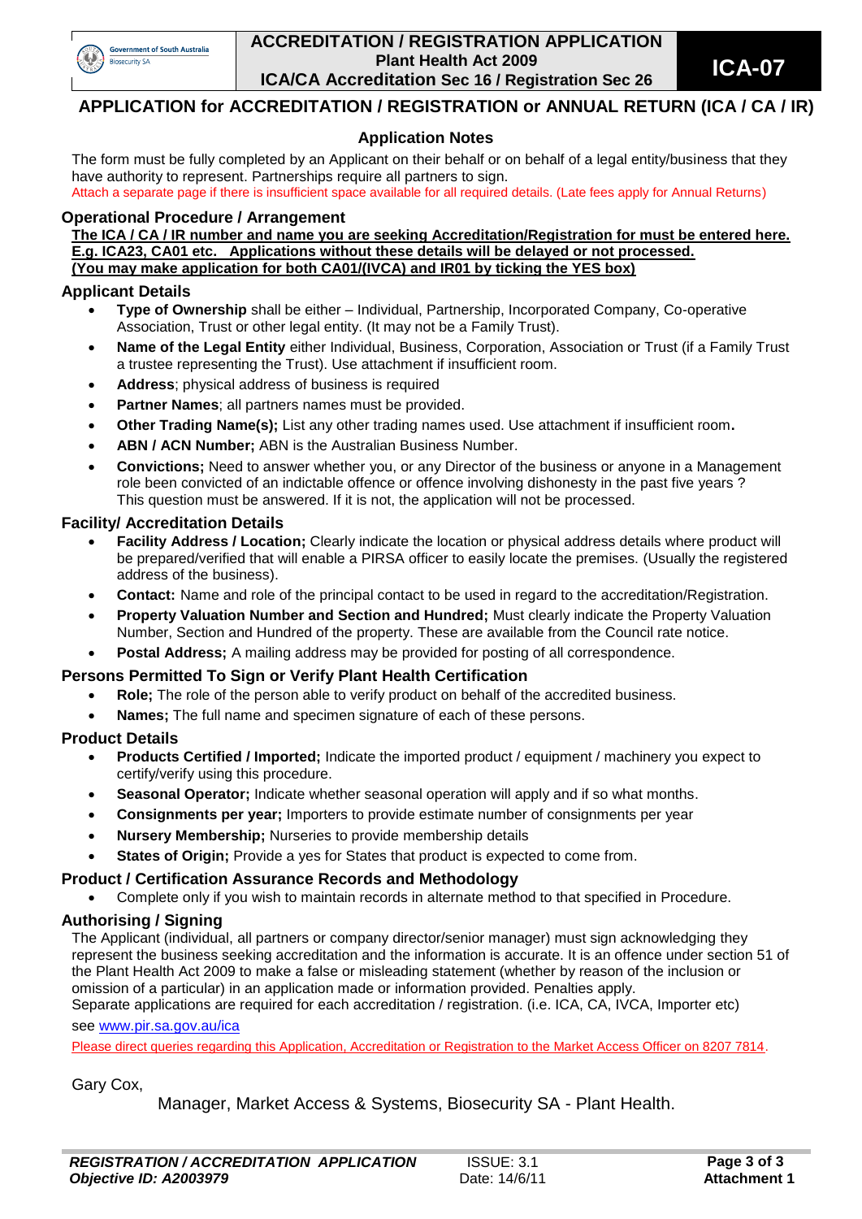# ACCREDITATION / REGISTRATION APPLICATION

**Plant Health Act 2009**

**ICA/CA Accreditation Sec 16 / Registration Sec 26**

**ICA-07**

## APPLICATION for ACCREDITATION / REGISTRATION or ANNUAL RETURN (ICA / CA / IR)

### Application Notes

The form must be fully completed by an Applicant on their behalf or on behalf of a legal entity/business that they have authority to represent. Partnerships require all partners to sign.

Attach a separate page if there is insufficient space available for all required details. (Late fees apply for Annual Returns)

### Operational Procedure / Arrangement

**The ICA / CA / IR number and name you are seeking Accreditation/Registration for must be entered here. E.g. ICA23, CA01 etc. Applications without these details will be delayed or not processed. (You may make application for both CA01/(IVCA) and IR01 by ticking the YES box)**

### Applicant Details

- **Type of Ownership** shall be either – Individual, Partnership, Incorporated Company, Co-operative Association, Trust or other legal entity. (It may not be a Family Trust).
- **Name of the Legal Entity** either Individual, Business, Corporation, Association or Trust (if a Family Trust a trustee representing the Trust). Use attachment if insufficient room.
- **Address**; physical address of business is required
- **Partner Names**; all partners names must be provided.
- **Other Trading Name(s);** List any other trading names used. Use attachment if insufficient room**.**
- **ABN / ACN Number;** ABN is the Australian Business Number.
- **Convictions;** Need to answer whether you, or any Director of the business or anyone in a Management role been convicted of an indictable offence or offence involving dishonesty in the past five years ? This question must be answered. If it is not, the application will not be processed.

### Facility/ Accreditation Details

- **Facility Address / Location;** Clearly indicate the location or physical address details where product will be prepared/verified that will enable a PIRSA officer to easily locate the premises. (Usually the registered address of the business).
- **Contact:** Name and role of the principal contact to be used in regard to the accreditation/Registration.
- **Property Valuation Number and Section and Hundred;** Must clearly indicate the Property Valuation Number, Section and Hundred of the property. These are available from the Council rate notice.
- **Postal Address;** A mailing address may be provided for posting of all correspondence.

### Persons Permitted To Sign or Verify Plant Health Certification

- **Role;** The role of the person able to verify product on behalf of the accredited business.
- **Names;** The full name and specimen signature of each of these persons.

### Product Details

- **Products Certified / Imported;** Indicate the imported product / equipment / machinery you expect to certify/verify using this procedure.
- **Seasonal Operator;** Indicate whether seasonal operation will apply and if so what months.
- **Consignments per year;** Importers to provide estimate number of consignments per year
- **Nursery Membership;** Nurseries to provide membership details
- **States of Origin;** Provide a yes for States that product is expected to come from.

### Product / Certification Assurance Records and Methodology

- Complete only if you wish to maintain records in alternate method to that specified in Procedure.

### Authorising / Signing

The Applicant (individual, all partners or company director/senior manager) must sign acknowledging they represent the business seeking accreditation and the information is accurate. It is an offence under section 51 of the Plant Health Act 2009 to make a false or misleading statement (whether by reason of the inclusion or omission of a particular) in an application made or information provided. Penalties apply.

Separate applications are required for each accreditation / registration. (i.e. ICA, CA, IVCA, Importer etc)

see www.pir.sa.gov.au/ica

Please direct queries regarding this Application, Accreditation or Registration to the Market Access Officer on 8207 7814.

Gary Cox,

Manager, Market Access & Systems, Biosecurity SA - Plant Health.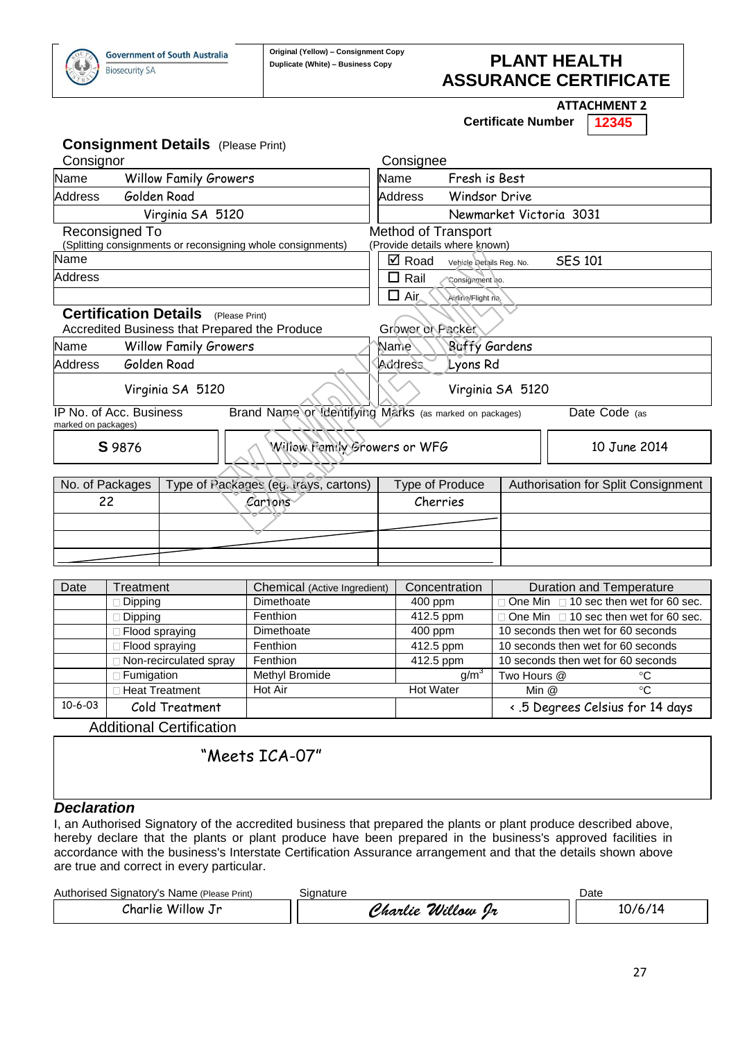Government of South Australia
Biosecurity SA

Original (Yellow) – Consignment Copy
Duplicate (White) – Business Copy

# PLANT HEALTH ASSURANCE CERTIFICATE

**ATTACHMENT 2**

**Certificate Number** 12345

## Consignment Details (Please Print)

| Consignor | | Consignee | |
|---|---|---|---|
| Name | Willow Family Growers | Name | Fresh is Best |
| Address | Golden Road | Address | Windsor Drive |
| | Virginia SA 5120 | | Newmarket Victoria 3031 |

| Reconsigned To (Splitting consignments or reconsigning whole consignments) | Method of Transport (Provide details where known) |
|---|---|
| Name | ☑ Road — Vehicle Details Reg. No. SES 101 |
| Address | ☐ Rail — Consignment no. |
| | ☐ Air — Airline/Flight no. |

## Certification Details (Please Print)

| Accredited Business that Prepared the Produce | | Grower or Packer | |
|---|---|---|---|
| Name | Willow Family Growers | Name | Buffy Gardens |
| Address | Golden Road | Address | Lyons Rd |
| | Virginia SA 5120 | | Virginia SA 5120 |

| IP No. of Acc. Business | Brand Name or Identifying Marks (as marked on packages) | Date Code (as marked on packages) |
|---|---|---|
| S 9876 | Willow Family Growers or WFG | 10 June 2014 |

| No. of Packages | Type of Packages (eg. trays, cartons) | Type of Produce | Authorisation for Split Consignment |
|---|---|---|---|
| 22 | Cartons | Cherries | |
| | | | |
| | | | |
| | | | |

| Date | Treatment | Chemical (Active Ingredient) | Concentration | Duration and Temperature |
|---|---|---|---|---|
| | ☐ Dipping | Dimethoate | 400 ppm | ☐ One Min ☐ 10 sec then wet for 60 sec. |
| | ☐ Dipping | Fenthion | 412.5 ppm | ☐ One Min ☐ 10 sec then wet for 60 sec. |
| | ☐ Flood spraying | Dimethoate | 400 ppm | 10 seconds then wet for 60 seconds |
| | ☐ Flood spraying | Fenthion | 412.5 ppm | 10 seconds then wet for 60 seconds |
| | ☐ Non-recirculated spray | Fenthion | 412.5 ppm | 10 seconds then wet for 60 seconds |
| | ☐ Fumigation | Methyl Bromide | $g/m^3$ | Two Hours @ °C |
| | ☐ Heat Treatment | Hot Air | Hot Water | Min @ °C |
| 10-6-03 | Cold Treatment | | | < .5 Degrees Celsius for 14 days |

**Additional Certification**

"Meets ICA-07"

### *Declaration*

I, an Authorised Signatory of the accredited business that prepared the plants or plant produce described above, hereby declare that the plants or plant produce have been prepared in the business's approved facilities in accordance with the business's Interstate Certification Assurance arrangement and that the details shown above are true and correct in every particular.

| Authorised Signatory's Name (Please Print) | Signature | Date |
|---|---|---|
| Charlie Willow Jr | *Charlie Willow Jr* | 10/6/14 |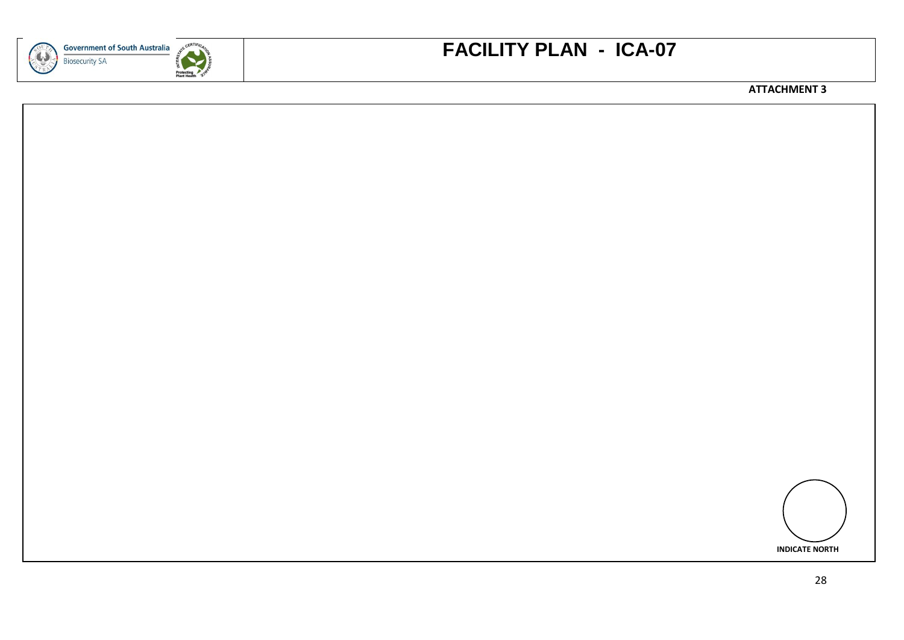# FACILITY PLAN - ICA-07

**ATTACHMENT 3**

**INDICATE NORTH**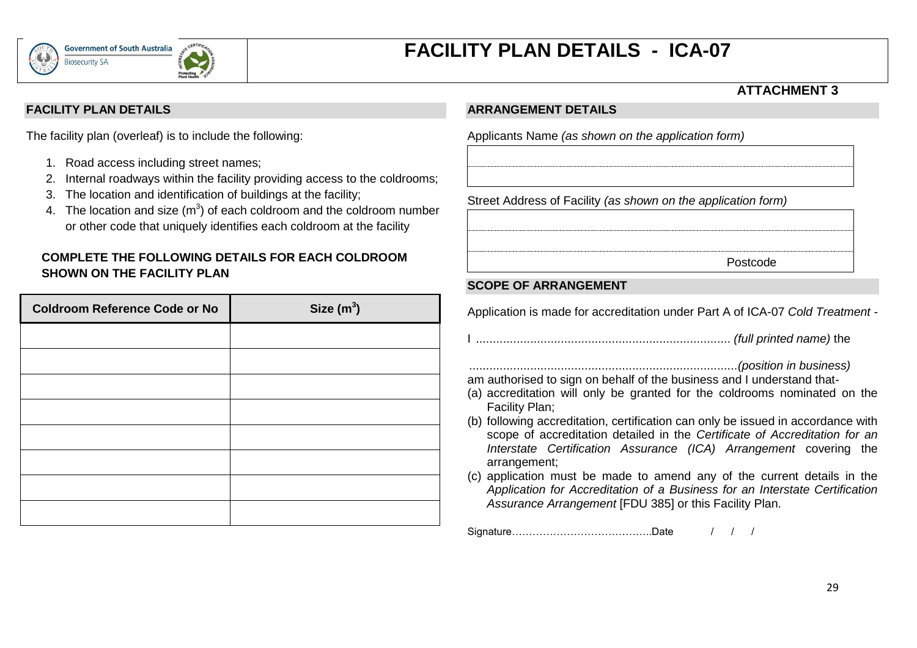Government of South Australia
Biosecurity SA

# FACILITY PLAN DETAILS - ICA-07

**ATTACHMENT 3**

## FACILITY PLAN DETAILS

The facility plan (overleaf) is to include the following:

1. Road access including street names;
2. Internal roadways within the facility providing access to the coldrooms;
3. The location and identification of buildings at the facility;
4. The location and size ($m^3$) of each coldroom and the coldroom number or other code that uniquely identifies each coldroom at the facility

**COMPLETE THE FOLLOWING DETAILS FOR EACH COLDROOM SHOWN ON THE FACILITY PLAN**

| Coldroom Reference Code or No | Size ($m^3$) |
|---|---|
| | |
| | |
| | |
| | |
| | |
| | |
| | |
| | |

## ARRANGEMENT DETAILS

Applicants Name *(as shown on the application form)*

| |
|---|
| |
| |

Street Address of Facility *(as shown on the application form)*

| |
|---|
| |
| |
| Postcode |

## SCOPE OF ARRANGEMENT

Application is made for accreditation under Part A of ICA-07 *Cold Treatment* -

I ........................................................................... *(full printed name)* the

...............................................................................*(position in business)*
am authorised to sign on behalf of the business and I understand that-

(a) accreditation will only be granted for the coldrooms nominated on the Facility Plan;
(b) following accreditation, certification can only be issued in accordance with scope of accreditation detailed in the *Certificate of Accreditation for an Interstate Certification Assurance (ICA) Arrangement* covering the arrangement;
(c) application must be made to amend any of the current details in the *Application for Accreditation of a Business for an Interstate Certification Assurance Arrangement* [FDU 385] or this Facility Plan.

Signature…………………………………..Date / / /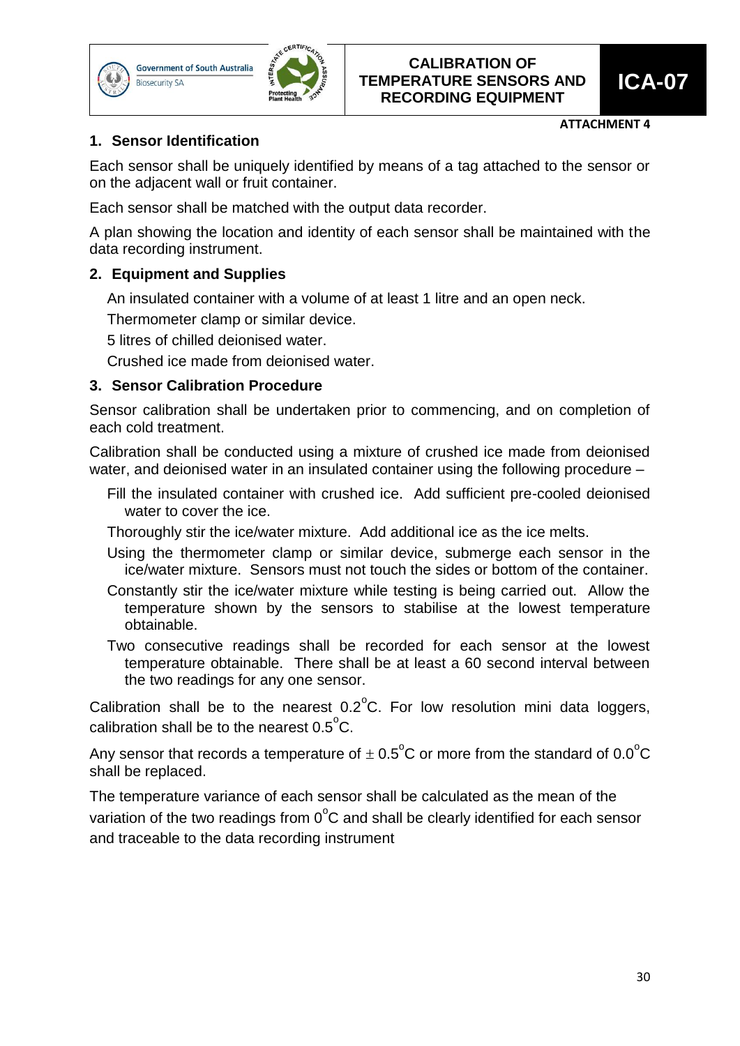**CALIBRATION OF TEMPERATURE SENSORS AND RECORDING EQUIPMENT**

**ICA-07**

**ATTACHMENT 4**

## 1. Sensor Identification

Each sensor shall be uniquely identified by means of a tag attached to the sensor or on the adjacent wall or fruit container.

Each sensor shall be matched with the output data recorder.

A plan showing the location and identity of each sensor shall be maintained with the data recording instrument.

## 2. Equipment and Supplies

An insulated container with a volume of at least 1 litre and an open neck.

Thermometer clamp or similar device.

5 litres of chilled deionised water.

Crushed ice made from deionised water.

## 3. Sensor Calibration Procedure

Sensor calibration shall be undertaken prior to commencing, and on completion of each cold treatment.

Calibration shall be conducted using a mixture of crushed ice made from deionised water, and deionised water in an insulated container using the following procedure –

Fill the insulated container with crushed ice. Add sufficient pre-cooled deionised water to cover the ice.

Thoroughly stir the ice/water mixture. Add additional ice as the ice melts.

Using the thermometer clamp or similar device, submerge each sensor in the ice/water mixture. Sensors must not touch the sides or bottom of the container.

Constantly stir the ice/water mixture while testing is being carried out. Allow the temperature shown by the sensors to stabilise at the lowest temperature obtainable.

Two consecutive readings shall be recorded for each sensor at the lowest temperature obtainable. There shall be at least a 60 second interval between the two readings for any one sensor.

Calibration shall be to the nearest 0.2°C. For low resolution mini data loggers, calibration shall be to the nearest 0.5°C.

Any sensor that records a temperature of ± 0.5°C or more from the standard of 0.0°C shall be replaced.

The temperature variance of each sensor shall be calculated as the mean of the variation of the two readings from 0°C and shall be clearly identified for each sensor and traceable to the data recording instrument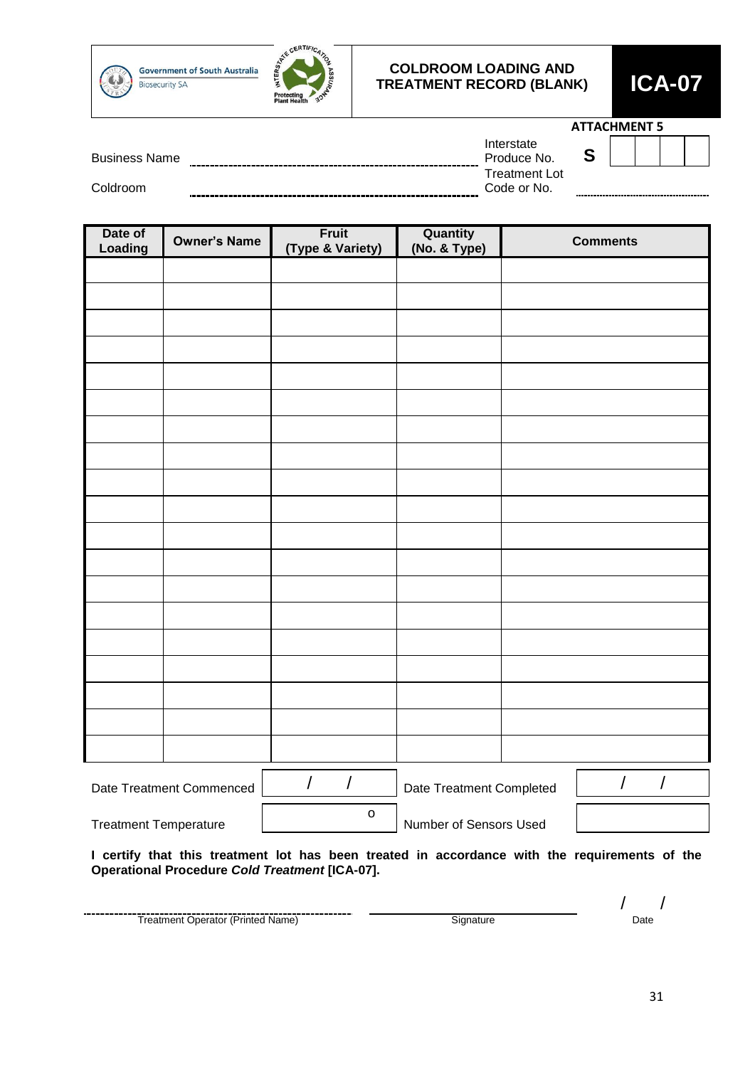Government of South Australia
Biosecurity SA

# COLDROOM LOADING AND TREATMENT RECORD (BLANK)

**ICA-07**

**ATTACHMENT 5**

Business Name ............................................................

Coldroom ............................................................

Interstate Produce No. **S** | | | | |

Treatment Lot Code or No. ............................

| Date of Loading | Owner's Name | Fruit (Type & Variety) | Quantity (No. & Type) | Comments |
|---|---|---|---|---|
| | | | | |
| | | | | |
| | | | | |
| | | | | |
| | | | | |
| | | | | |
| | | | | |
| | | | | |
| | | | | |
| | | | | |
| | | | | |
| | | | | |
| | | | | |
| | | | | |
| | | | | |
| | | | | |
| | | | | |
| | | | | |
| | | | | |

| Date Treatment Commenced | / / | Date Treatment Completed | / / |
|---|---|---|---|
| Treatment Temperature | o | Number of Sensors Used | |

**I certify that this treatment lot has been treated in accordance with the requirements of the Operational Procedure *Cold Treatment* [ICA-07].**

| ............................................................ | ____________________ | / / |
|---|---|---|
| Treatment Operator (Printed Name) | Signature | Date |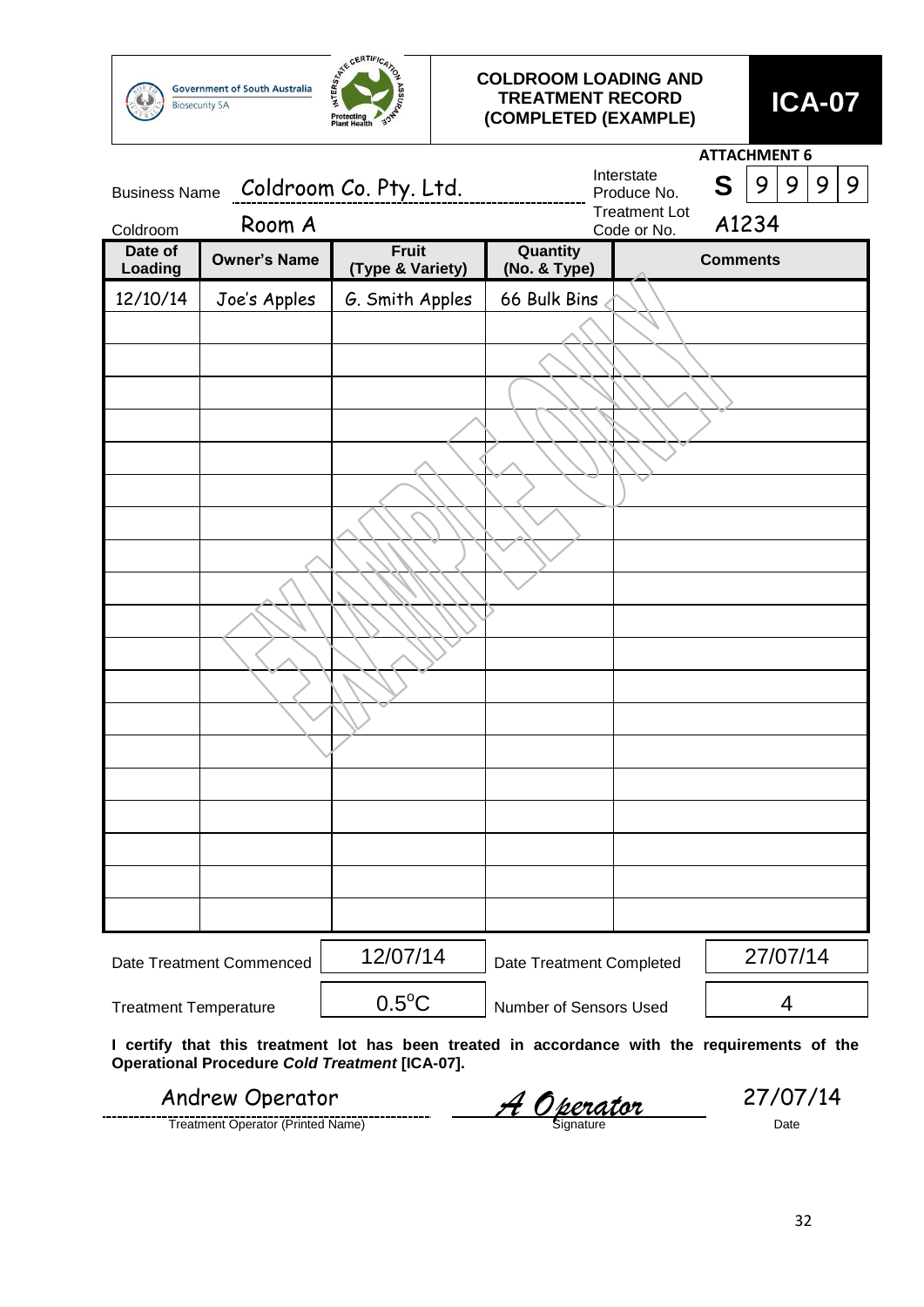Government of South Australia
Biosecurity SA

# COLDROOM LOADING AND TREATMENT RECORD (COMPLETED (EXAMPLE)

**ICA-07**

**ATTACHMENT 6**

Business Name: Coldroom Co. Pty. Ltd.

Interstate Produce No.: S 9 9 9 9

Coldroom: Room A

Treatment Lot Code or No.: A1234

| Date of Loading | Owner's Name | Fruit (Type & Variety) | Quantity (No. & Type) | Comments |
|---|---|---|---|---|
| 12/10/14 | Joe's Apples | G. Smith Apples | 66 Bulk Bins | |
| | | | | |
| | | | | |
| | | | | |
| | | | | |
| | | | | |
| | | | | |
| | | | | |
| | | | | |
| | | | | |
| | | | | |
| | | | | |
| | | | | |
| | | | | |
| | | | | |
| | | | | |
| | | | | |
| | | | | |
| | | | | |
| | | | | |

EXAMPLE ONLY

| | | | |
|---|---|---|---|
| Date Treatment Commenced | 12/07/14 | Date Treatment Completed | 27/07/14 |
| Treatment Temperature | $0.5^{o}C$ | Number of Sensors Used | 4 |

**I certify that this treatment lot has been treated in accordance with the requirements of the Operational Procedure *Cold Treatment* [ICA-07].**

| Andrew Operator | A Operator | 27/07/14 |
|---|---|---|
| Treatment Operator (Printed Name) | Signature | Date |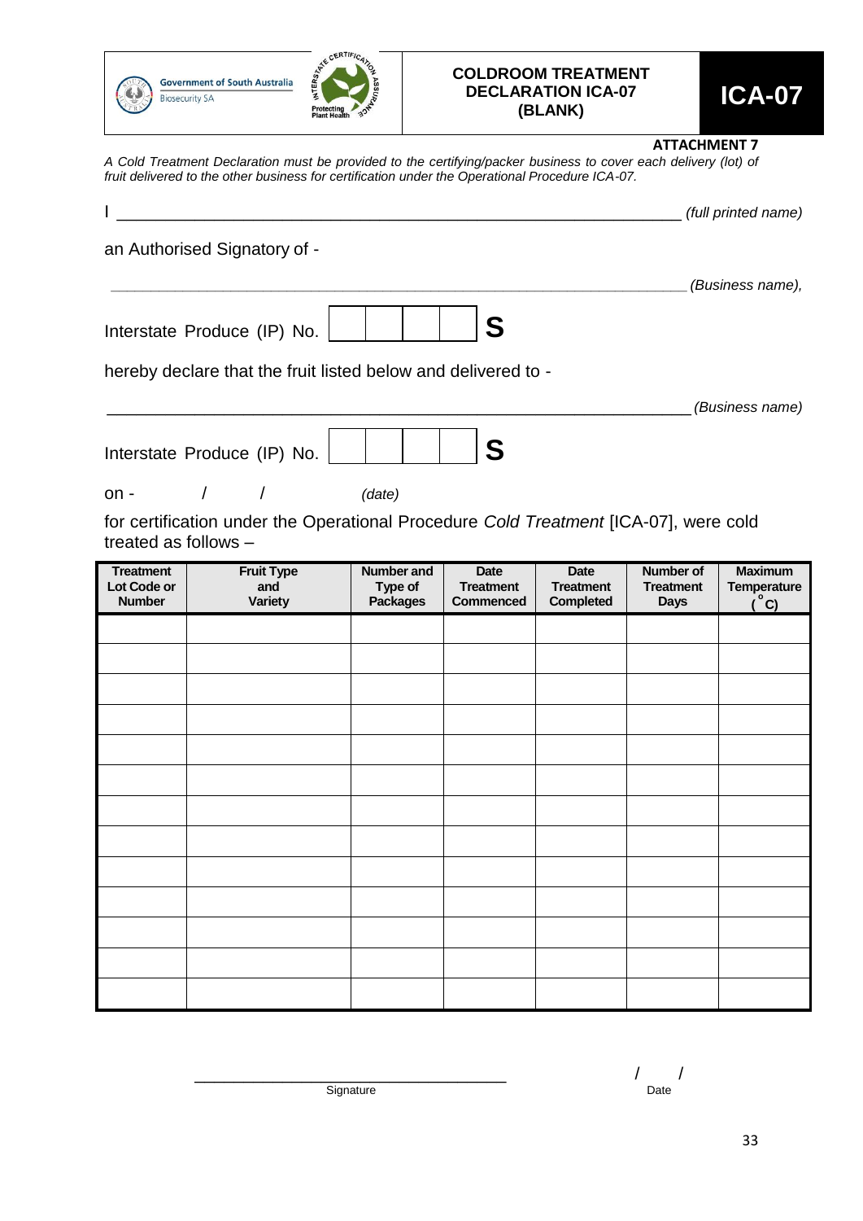Government of South Australia
Biosecurity SA

# COLDROOM TREATMENT DECLARATION ICA-07 (BLANK)

**ICA-07**

**ATTACHMENT 7**

*A Cold Treatment Declaration must be provided to the certifying/packer business to cover each delivery (lot) of fruit delivered to the other business for certification under the Operational Procedure ICA-07.*

I _______________________________________________ *(full printed name)*

an Authorised Signatory of -

_______________________________________________ *(Business name),*

Interstate Produce (IP) No. [ ][ ][ ][ ] **S**

hereby declare that the fruit listed below and delivered to -

_______________________________________________ *(Business name)*

Interstate Produce (IP) No. [ ][ ][ ][ ] **S**

on - / / *(date)*

for certification under the Operational Procedure *Cold Treatment* [ICA-07], were cold treated as follows –

| Treatment Lot Code or Number | Fruit Type and Variety | Number and Type of Packages | Date Treatment Commenced | Date Treatment Completed | Number of Treatment Days | Maximum Temperature (°C) |
|---|---|---|---|---|---|---|
| | | | | | | |
| | | | | | | |
| | | | | | | |
| | | | | | | |
| | | | | | | |
| | | | | | | |
| | | | | | | |
| | | | | | | |
| | | | | | | |
| | | | | | | |
| | | | | | | |
| | | | | | | |
| | | | | | | |

_______________________________ Signature

/ / Date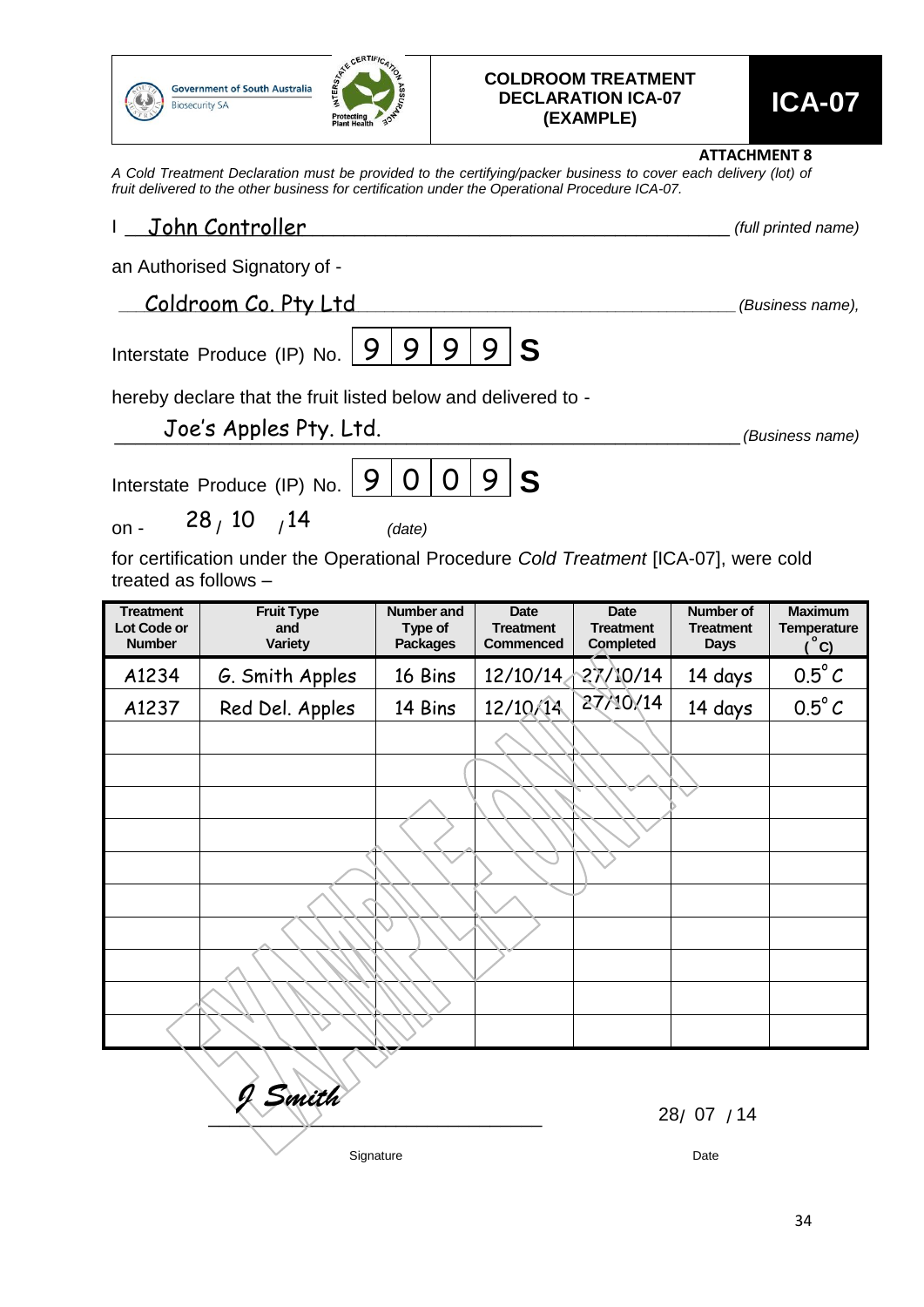Government of South Australia
Biosecurity SA

**COLDROOM TREATMENT DECLARATION ICA-07 (EXAMPLE)**

**ICA-07**

**ATTACHMENT 8**

*A Cold Treatment Declaration must be provided to the certifying/packer business to cover each delivery (lot) of fruit delivered to the other business for certification under the Operational Procedure ICA-07.*

I John Controller *(full printed name)*

an Authorised Signatory of -

Coldroom Co. Pty Ltd *(Business name),*

Interstate Produce (IP) No. 9 9 9 9 S

hereby declare that the fruit listed below and delivered to -

Joe's Apples Pty. Ltd. *(Business name)*

Interstate Produce (IP) No. 9 0 0 9 S

on - 28 / 10 / 14 *(date)*

for certification under the Operational Procedure *Cold Treatment* [ICA-07], were cold treated as follows –

| Treatment Lot Code or Number | Fruit Type and Variety | Number and Type of Packages | Date Treatment Commenced | Date Treatment Completed | Number of Treatment Days | Maximum Temperature (°C) |
|---|---|---|---|---|---|---|
| A1234 | G. Smith Apples | 16 Bins | 12/10/14 | 27/10/14 | 14 days | 0.5°C |
| A1237 | Red Del. Apples | 14 Bins | 12/10/14 | 27/10/14 | 14 days | 0.5°C |
| | | | | | | |
| | | | | | | |
| | | | | | | |
| | | | | | | |
| | | | | | | |
| | | | | | | |
| | | | | | | |
| | | | | | | |
| | | | | | | |
| | | | | | | |

EXAMPLE ONLY

J Smith
Signature

28/ 07 / 14
Date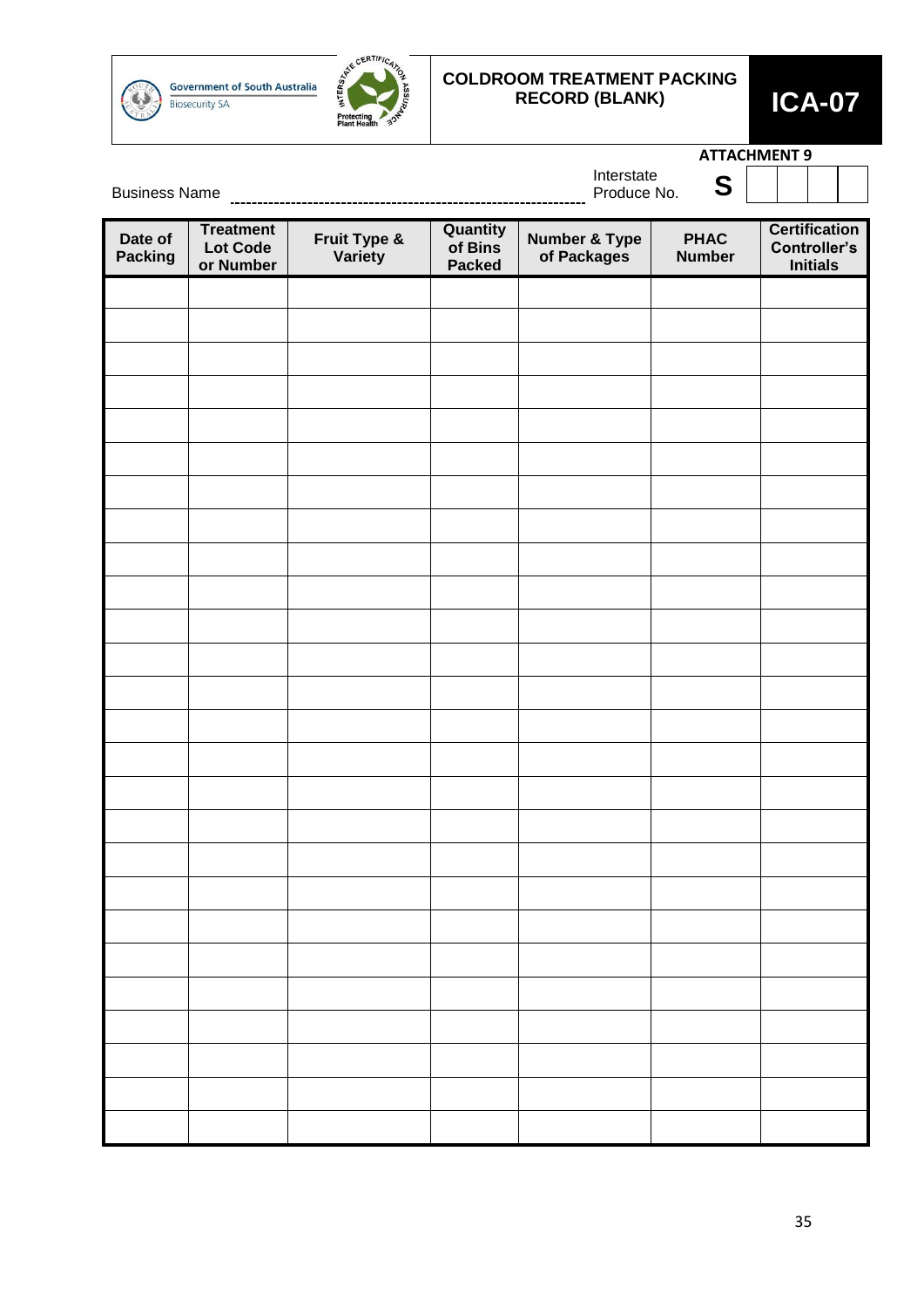Government of South Australia
Biosecurity SA

# COLDROOM TREATMENT PACKING RECORD (BLANK)

**ICA-07**

**ATTACHMENT 9**

Business Name ------------------------------------------------------------------

Interstate Produce No. **S** | | | |

| Date of Packing | Treatment Lot Code or Number | Fruit Type & Variety | Quantity of Bins Packed | Number & Type of Packages | PHAC Number | Certification Controller's Initials |
|---|---|---|---|---|---|---|
| | | | | | | |
| | | | | | | |
| | | | | | | |
| | | | | | | |
| | | | | | | |
| | | | | | | |
| | | | | | | |
| | | | | | | |
| | | | | | | |
| | | | | | | |
| | | | | | | |
| | | | | | | |
| | | | | | | |
| | | | | | | |
| | | | | | | |
| | | | | | | |
| | | | | | | |
| | | | | | | |
| | | | | | | |
| | | | | | | |
| | | | | | | |
| | | | | | | |
| | | | | | | |
| | | | | | | |
| | | | | | | |
| | | | | | | |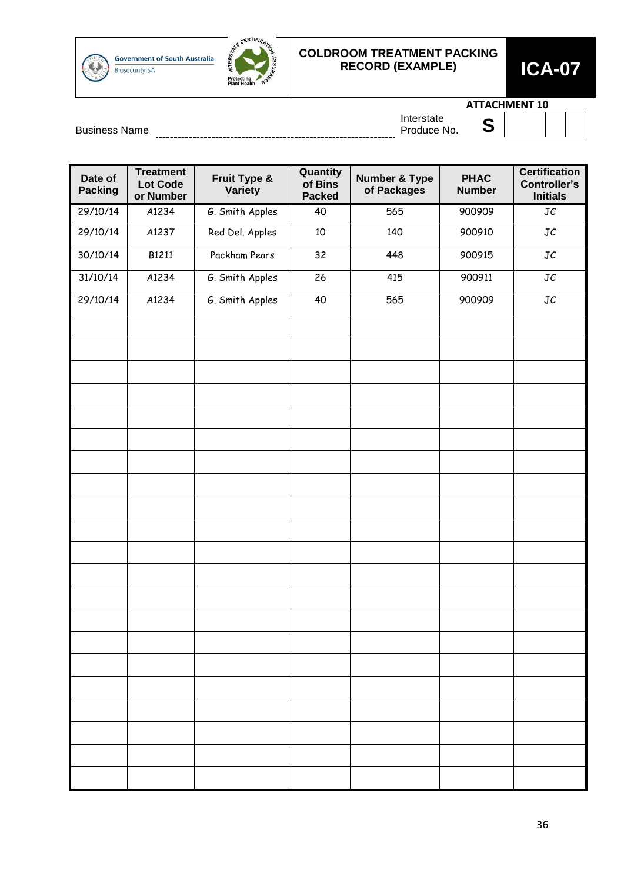Government of South Australia
Biosecurity SA

Interstate Certification Assurance — Protecting Plant Health

# COLDROOM TREATMENT PACKING RECORD (EXAMPLE)

**ICA-07**

**ATTACHMENT 10**

Business Name ---------------------------------------------------------------- Interstate Produce No. **S** | | | | |

| Date of Packing | Treatment Lot Code or Number | Fruit Type & Variety | Quantity of Bins Packed | Number & Type of Packages | PHAC Number | Certification Controller's Initials |
|---|---|---|---|---|---|---|
| 29/10/14 | A1234 | G. Smith Apples | 40 | 565 | 900909 | JC |
| 29/10/14 | A1237 | Red Del. Apples | 10 | 140 | 900910 | JC |
| 30/10/14 | B1211 | Packham Pears | 32 | 448 | 900915 | JC |
| 31/10/14 | A1234 | G. Smith Apples | 26 | 415 | 900911 | JC |
| 29/10/14 | A1234 | G. Smith Apples | 40 | 565 | 900909 | JC |
| | | | | | | |
| | | | | | | |
| | | | | | | |
| | | | | | | |
| | | | | | | |
| | | | | | | |
| | | | | | | |
| | | | | | | |
| | | | | | | |
| | | | | | | |
| | | | | | | |
| | | | | | | |
| | | | | | | |
| | | | | | | |
| | | | | | | |
| | | | | | | |
| | | | | | | |
| | | | | | | |
| | | | | | | |
| | | | | | | |
| | | | | | | |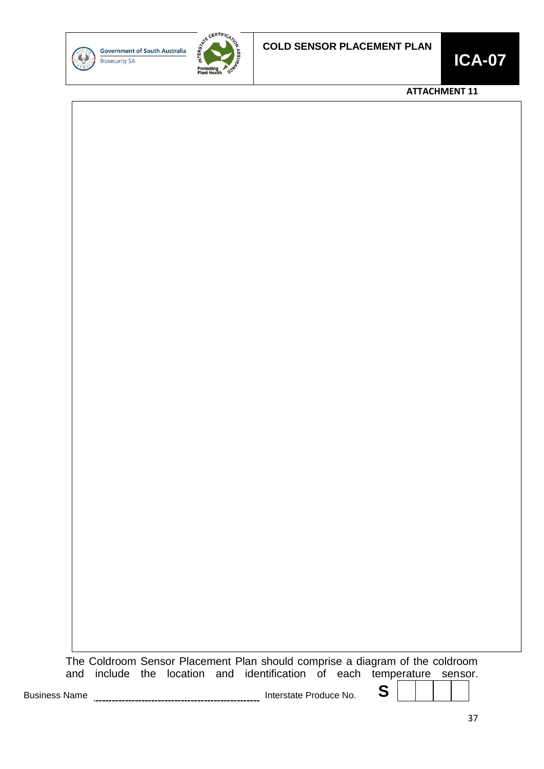Government of South Australia
Biosecurity SA

# COLD SENSOR PLACEMENT PLAN

**ICA-07**

**ATTACHMENT 11**

The Coldroom Sensor Placement Plan should comprise a diagram of the coldroom and include the location and identification of each temperature sensor.

Business Name ______________________ Interstate Produce No. **S** | | | | |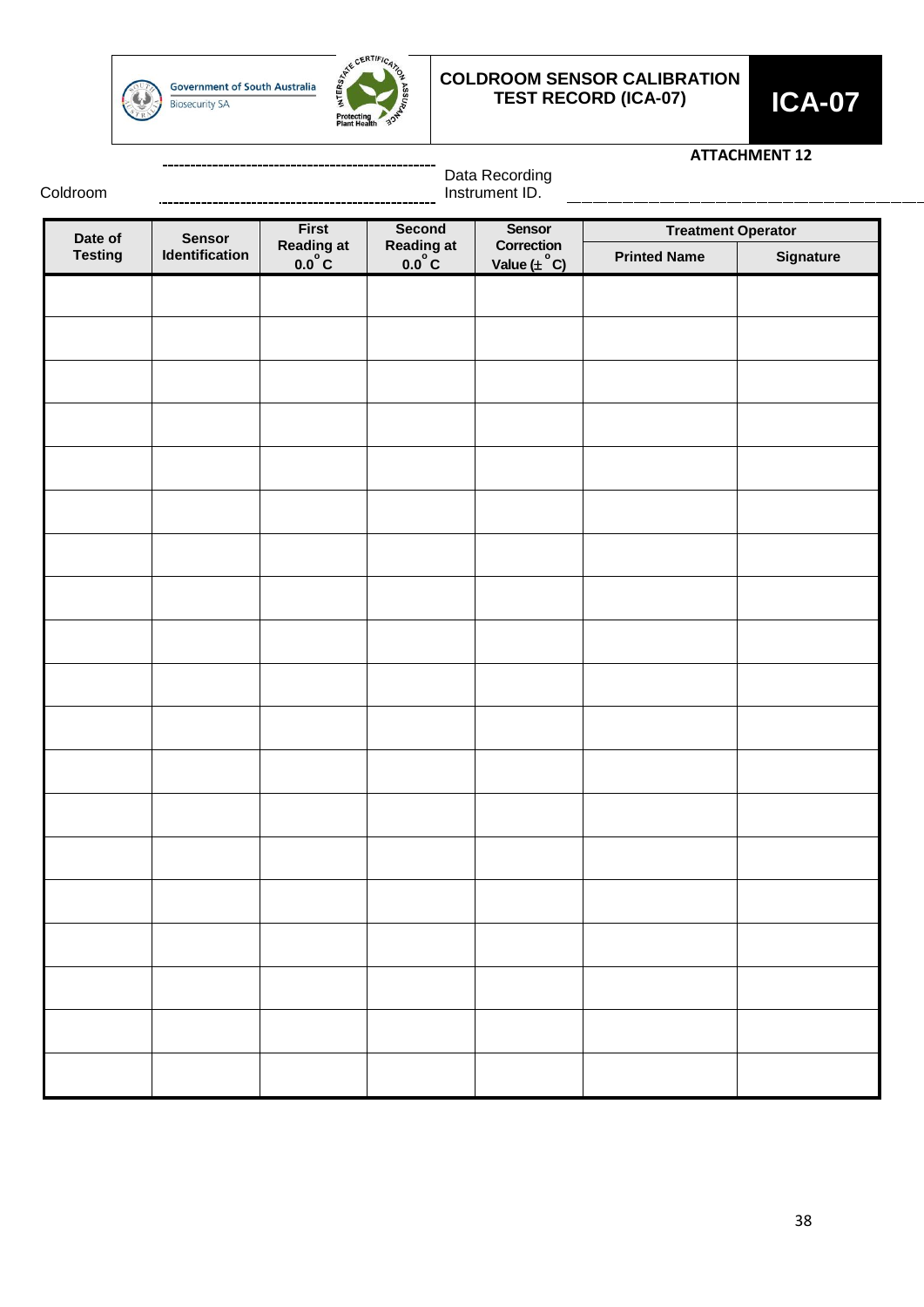Government of South Australia
Biosecurity SA

Interstate Certification Assurance — Protecting Plant Health

# COLDROOM SENSOR CALIBRATION TEST RECORD (ICA-07)

**ICA-07**

**ATTACHMENT 12**

Coldroom ______________________ Data Recording Instrument ID. ______________________

| Date of Testing | Sensor Identification | First Reading at $0.0^{o}C$ | Second Reading at $0.0^{o}C$ | Sensor Correction Value ($\pm\ ^{o}C$) | Treatment Operator | |
|---|---|---|---|---|---|---|
| | | | | | Printed Name | Signature |
| | | | | | | |
| | | | | | | |
| | | | | | | |
| | | | | | | |
| | | | | | | |
| | | | | | | |
| | | | | | | |
| | | | | | | |
| | | | | | | |
| | | | | | | |
| | | | | | | |
| | | | | | | |
| | | | | | | |
| | | | | | | |
| | | | | | | |
| | | | | | | |
| | | | | | | |
| | | | | | | |
| | | | | | | |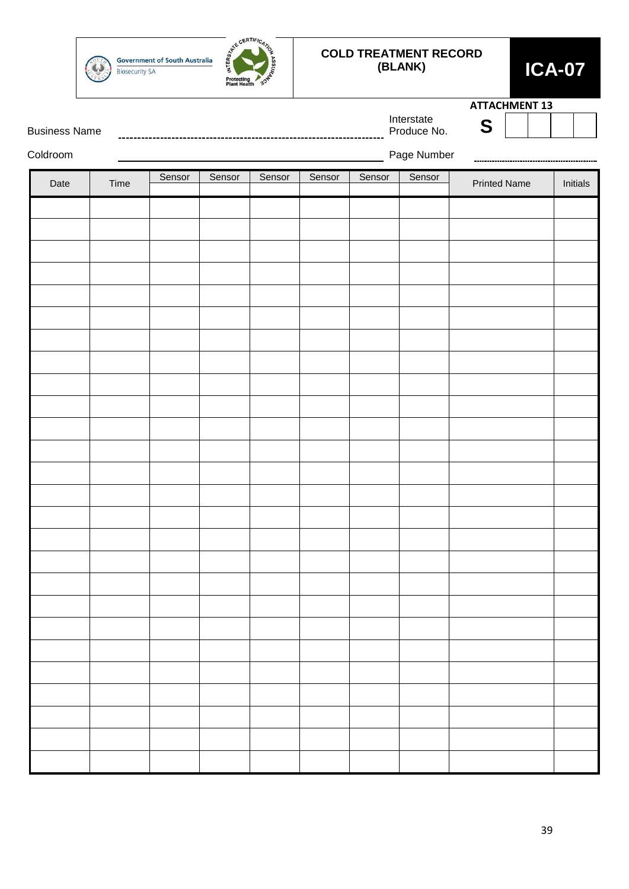Government of South Australia
Biosecurity SA

INTERSTATE CERTIFICATION ASSURANCE
Protecting Plant Health

**COLD TREATMENT RECORD (BLANK)**

# ICA-07

**ATTACHMENT 13**

Business Name ------------------------------------------------------------------ Interstate Produce No. **S** | | | |

Coldroom ____________________________________________ Page Number ...............................................

| Date | Time | Sensor | Sensor | Sensor | Sensor | Sensor | Sensor | Printed Name | Initials |
|---|---|---|---|---|---|---|---|---|---|
| | | | | | | | | | |
| | | | | | | | | | |
| | | | | | | | | | |
| | | | | | | | | | |
| | | | | | | | | | |
| | | | | | | | | | |
| | | | | | | | | | |
| | | | | | | | | | |
| | | | | | | | | | |
| | | | | | | | | | |
| | | | | | | | | | |
| | | | | | | | | | |
| | | | | | | | | | |
| | | | | | | | | | |
| | | | | | | | | | |
| | | | | | | | | | |
| | | | | | | | | | |
| | | | | | | | | | |
| | | | | | | | | | |
| | | | | | | | | | |
| | | | | | | | | | |
| | | | | | | | | | |
| | | | | | | | | | |
| | | | | | | | | | |
| | | | | | | | | | |
| | | | | | | | | | |